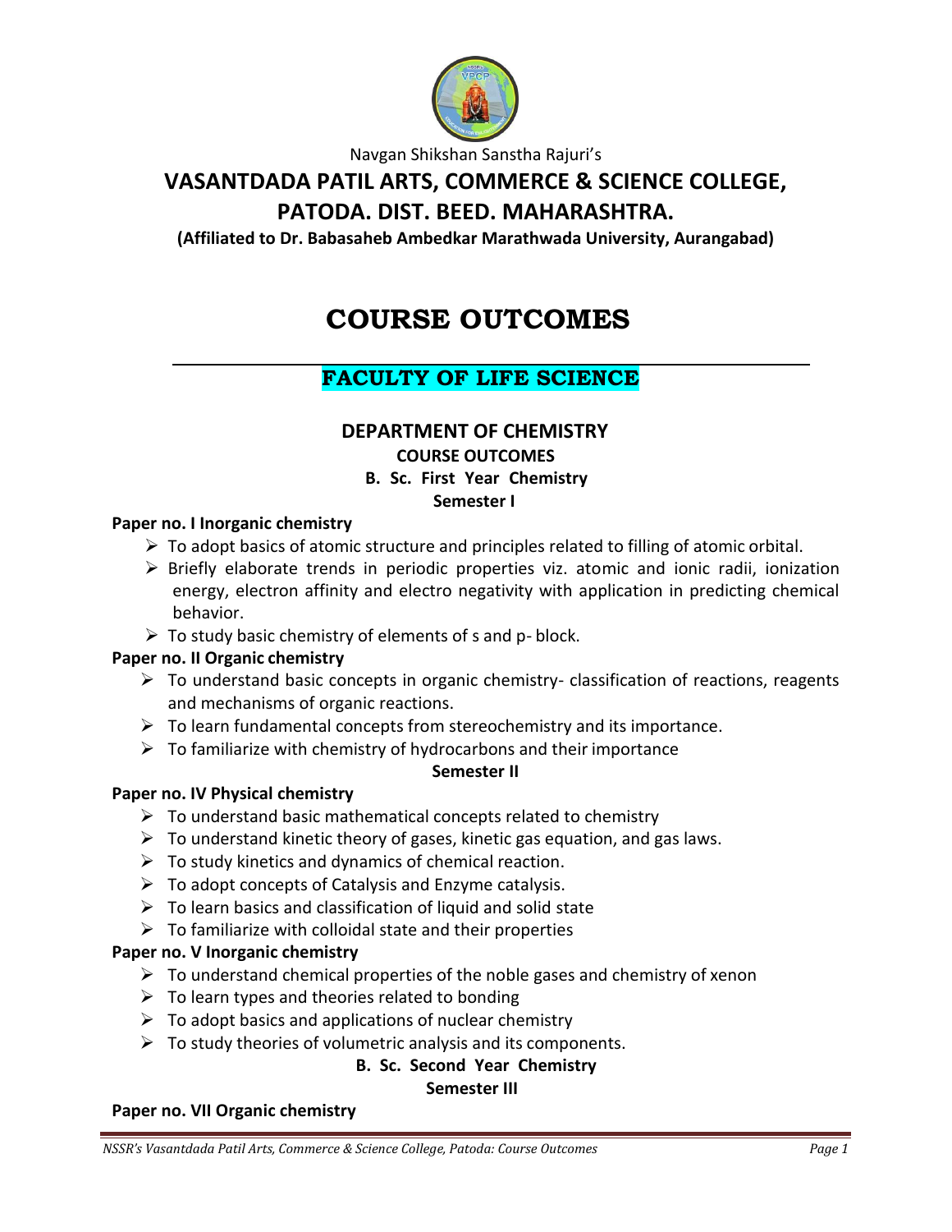Navgan Shikshan Sanstha Rajuri's

# VASANTDADA PATIL ARTS, COMMERCE & SCIENCE COLLEGE, PATODA. DIST. BEED. MAHARASHTRA.

**(Affiliated to Dr. Babasaheb Ambedkar Marathwada University, Aurangabad)**

# COURSE OUTCOMES

## FACULTY OF LIFE SCIENCE

### DEPARTMENT OF CHEMISTRY

**COURSE OUTCOMES**

**B. Sc. First Year Chemistry**

**Semester I**

**Paper no. I Inorganic chemistry**

- To adopt basics of atomic structure and principles related to filling of atomic orbital.
- Briefly elaborate trends in periodic properties viz. atomic and ionic radii, ionization energy, electron affinity and electro negativity with application in predicting chemical behavior.
- To study basic chemistry of elements of s and p- block.

**Paper no. II Organic chemistry**

- To understand basic concepts in organic chemistry- classification of reactions, reagents and mechanisms of organic reactions.
- To learn fundamental concepts from stereochemistry and its importance.
- To familiarize with chemistry of hydrocarbons and their importance

**Semester II**

**Paper no. IV Physical chemistry**

- To understand basic mathematical concepts related to chemistry
- To understand kinetic theory of gases, kinetic gas equation, and gas laws.
- To study kinetics and dynamics of chemical reaction.
- To adopt concepts of Catalysis and Enzyme catalysis.
- To learn basics and classification of liquid and solid state
- To familiarize with colloidal state and their properties

**Paper no. V Inorganic chemistry**

- To understand chemical properties of the noble gases and chemistry of xenon
- To learn types and theories related to bonding
- To adopt basics and applications of nuclear chemistry
- To study theories of volumetric analysis and its components.

**B. Sc. Second Year Chemistry**

**Semester III**

**Paper no. VII Organic chemistry**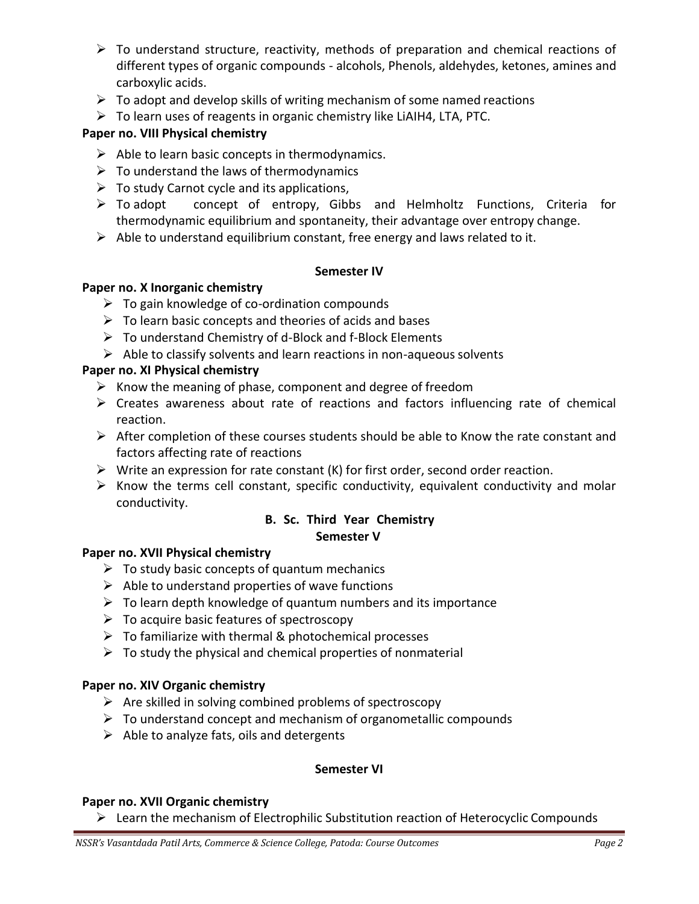- To understand structure, reactivity, methods of preparation and chemical reactions of different types of organic compounds - alcohols, Phenols, aldehydes, ketones, amines and carboxylic acids.
- To adopt and develop skills of writing mechanism of some named reactions
- To learn uses of reagents in organic chemistry like $LiAlH_4$, LTA, PTC.

**Paper no. VIII Physical chemistry**

- Able to learn basic concepts in thermodynamics.
- To understand the laws of thermodynamics
- To study Carnot cycle and its applications,
- To adopt concept of entropy, Gibbs and Helmholtz Functions, Criteria for thermodynamic equilibrium and spontaneity, their advantage over entropy change.
- Able to understand equilibrium constant, free energy and laws related to it.

**Semester IV**

**Paper no. X Inorganic chemistry**

- To gain knowledge of co-ordination compounds
- To learn basic concepts and theories of acids and bases
- To understand Chemistry of d-Block and f-Block Elements
- Able to classify solvents and learn reactions in non-aqueous solvents

**Paper no. XI Physical chemistry**

- Know the meaning of phase, component and degree of freedom
- Creates awareness about rate of reactions and factors influencing rate of chemical reaction.
- After completion of these courses students should be able to Know the rate constant and factors affecting rate of reactions
- Write an expression for rate constant (K) for first order, second order reaction.
- Know the terms cell constant, specific conductivity, equivalent conductivity and molar conductivity.

**B. Sc. Third Year Chemistry**

**Semester V**

**Paper no. XVII Physical chemistry**

- To study basic concepts of quantum mechanics
- Able to understand properties of wave functions
- To learn depth knowledge of quantum numbers and its importance
- To acquire basic features of spectroscopy
- To familiarize with thermal & photochemical processes
- To study the physical and chemical properties of nonmaterial

**Paper no. XIV Organic chemistry**

- Are skilled in solving combined problems of spectroscopy
- To understand concept and mechanism of organometallic compounds
- Able to analyze fats, oils and detergents

**Semester VI**

**Paper no. XVII Organic chemistry**

- Learn the mechanism of Electrophilic Substitution reaction of Heterocyclic Compounds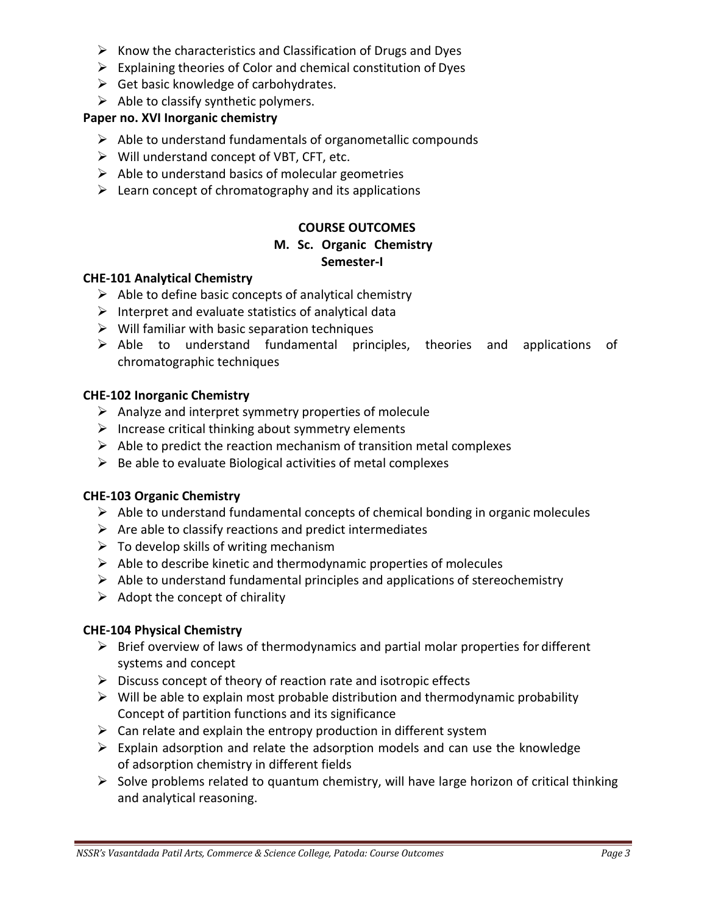- Know the characteristics and Classification of Drugs and Dyes
- Explaining theories of Color and chemical constitution of Dyes
- Get basic knowledge of carbohydrates.
- Able to classify synthetic polymers.

**Paper no. XVI Inorganic chemistry**

- Able to understand fundamentals of organometallic compounds
- Will understand concept of VBT, CFT, etc.
- Able to understand basics of molecular geometries
- Learn concept of chromatography and its applications

## COURSE OUTCOMES
## M. Sc. Organic Chemistry
## Semester-I

**CHE-101 Analytical Chemistry**

- Able to define basic concepts of analytical chemistry
- Interpret and evaluate statistics of analytical data
- Will familiar with basic separation techniques
- Able to understand fundamental principles, theories and applications of chromatographic techniques

**CHE-102 Inorganic Chemistry**

- Analyze and interpret symmetry properties of molecule
- Increase critical thinking about symmetry elements
- Able to predict the reaction mechanism of transition metal complexes
- Be able to evaluate Biological activities of metal complexes

**CHE-103 Organic Chemistry**

- Able to understand fundamental concepts of chemical bonding in organic molecules
- Are able to classify reactions and predict intermediates
- To develop skills of writing mechanism
- Able to describe kinetic and thermodynamic properties of molecules
- Able to understand fundamental principles and applications of stereochemistry
- Adopt the concept of chirality

**CHE-104 Physical Chemistry**

- Brief overview of laws of thermodynamics and partial molar properties for different systems and concept
- Discuss concept of theory of reaction rate and isotropic effects
- Will be able to explain most probable distribution and thermodynamic probability Concept of partition functions and its significance
- Can relate and explain the entropy production in different system
- Explain adsorption and relate the adsorption models and can use the knowledge of adsorption chemistry in different fields
- Solve problems related to quantum chemistry, will have large horizon of critical thinking and analytical reasoning.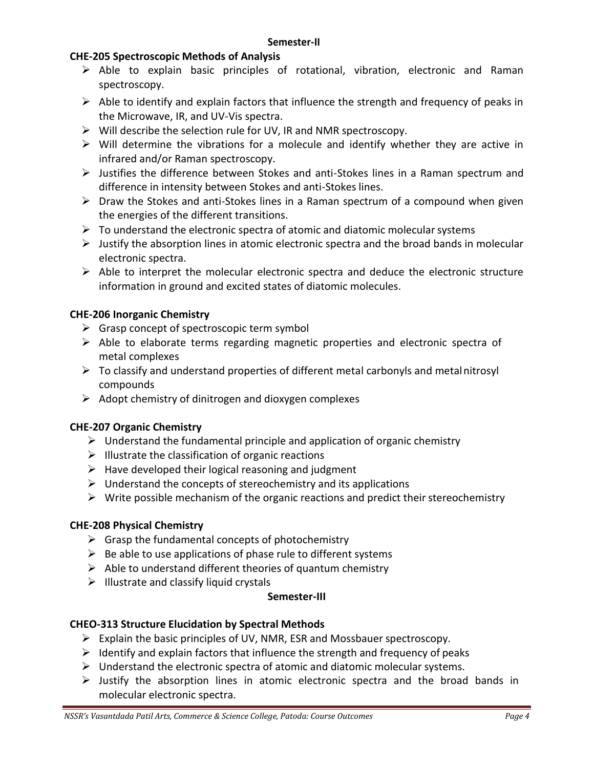**Semester-II**

**CHE-205 Spectroscopic Methods of Analysis**

- Able to explain basic principles of rotational, vibration, electronic and Raman spectroscopy.
- Able to identify and explain factors that influence the strength and frequency of peaks in the Microwave, IR, and UV-Vis spectra.
- Will describe the selection rule for UV, IR and NMR spectroscopy.
- Will determine the vibrations for a molecule and identify whether they are active in infrared and/or Raman spectroscopy.
- Justifies the difference between Stokes and anti-Stokes lines in a Raman spectrum and difference in intensity between Stokes and anti-Stokes lines.
- Draw the Stokes and anti-Stokes lines in a Raman spectrum of a compound when given the energies of the different transitions.
- To understand the electronic spectra of atomic and diatomic molecular systems
- Justify the absorption lines in atomic electronic spectra and the broad bands in molecular electronic spectra.
- Able to interpret the molecular electronic spectra and deduce the electronic structure information in ground and excited states of diatomic molecules.

**CHE-206 Inorganic Chemistry**

- Grasp concept of spectroscopic term symbol
- Able to elaborate terms regarding magnetic properties and electronic spectra of metal complexes
- To classify and understand properties of different metal carbonyls and metal nitrosyl compounds
- Adopt chemistry of dinitrogen and dioxygen complexes

**CHE-207 Organic Chemistry**

- Understand the fundamental principle and application of organic chemistry
- Illustrate the classification of organic reactions
- Have developed their logical reasoning and judgment
- Understand the concepts of stereochemistry and its applications
- Write possible mechanism of the organic reactions and predict their stereochemistry

**CHE-208 Physical Chemistry**

- Grasp the fundamental concepts of photochemistry
- Be able to use applications of phase rule to different systems
- Able to understand different theories of quantum chemistry
- Illustrate and classify liquid crystals

**Semester-III**

**CHEO-313 Structure Elucidation by Spectral Methods**

- Explain the basic principles of UV, NMR, ESR and Mossbauer spectroscopy.
- Identify and explain factors that influence the strength and frequency of peaks
- Understand the electronic spectra of atomic and diatomic molecular systems.
- Justify the absorption lines in atomic electronic spectra and the broad bands in molecular electronic spectra.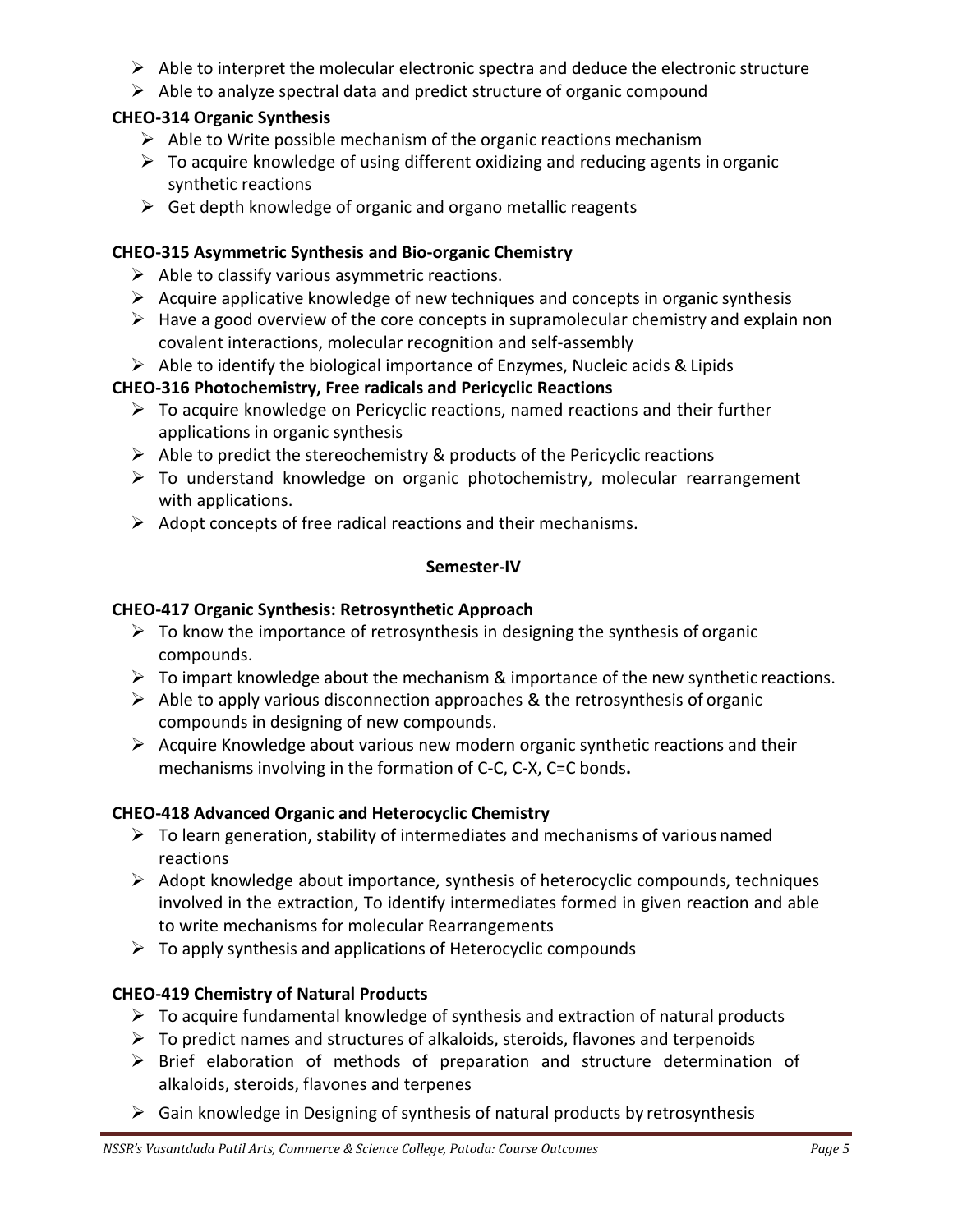- Able to interpret the molecular electronic spectra and deduce the electronic structure
- Able to analyze spectral data and predict structure of organic compound

**CHEO-314 Organic Synthesis**

- Able to Write possible mechanism of the organic reactions mechanism
- To acquire knowledge of using different oxidizing and reducing agents in organic synthetic reactions
- Get depth knowledge of organic and organo metallic reagents

**CHEO-315 Asymmetric Synthesis and Bio-organic Chemistry**

- Able to classify various asymmetric reactions.
- Acquire applicative knowledge of new techniques and concepts in organic synthesis
- Have a good overview of the core concepts in supramolecular chemistry and explain non covalent interactions, molecular recognition and self-assembly
- Able to identify the biological importance of Enzymes, Nucleic acids & Lipids

**CHEO-316 Photochemistry, Free radicals and Pericyclic Reactions**

- To acquire knowledge on Pericyclic reactions, named reactions and their further applications in organic synthesis
- Able to predict the stereochemistry & products of the Pericyclic reactions
- To understand knowledge on organic photochemistry, molecular rearrangement with applications.
- Adopt concepts of free radical reactions and their mechanisms.

**Semester-IV**

**CHEO-417 Organic Synthesis: Retrosynthetic Approach**

- To know the importance of retrosynthesis in designing the synthesis of organic compounds.
- To impart knowledge about the mechanism & importance of the new synthetic reactions.
- Able to apply various disconnection approaches & the retrosynthesis of organic compounds in designing of new compounds.
- Acquire Knowledge about various new modern organic synthetic reactions and their mechanisms involving in the formation of C-C, C-X, C=C bonds**.**

**CHEO-418 Advanced Organic and Heterocyclic Chemistry**

- To learn generation, stability of intermediates and mechanisms of various named reactions
- Adopt knowledge about importance, synthesis of heterocyclic compounds, techniques involved in the extraction, To identify intermediates formed in given reaction and able to write mechanisms for molecular Rearrangements
- To apply synthesis and applications of Heterocyclic compounds

**CHEO-419 Chemistry of Natural Products**

- To acquire fundamental knowledge of synthesis and extraction of natural products
- To predict names and structures of alkaloids, steroids, flavones and terpenoids
- Brief elaboration of methods of preparation and structure determination of alkaloids, steroids, flavones and terpenes
- Gain knowledge in Designing of synthesis of natural products by retrosynthesis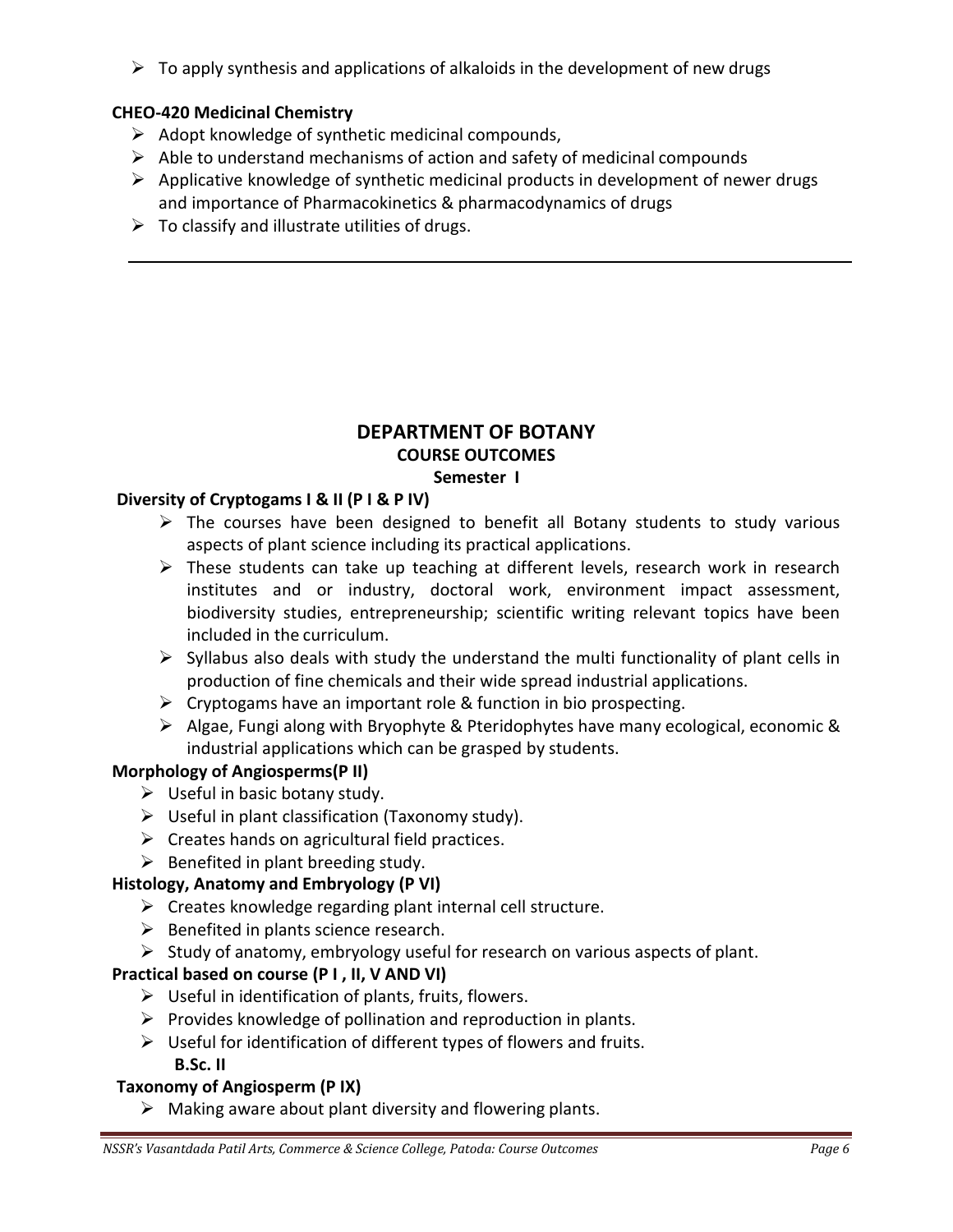- To apply synthesis and applications of alkaloids in the development of new drugs

**CHEO-420 Medicinal Chemistry**

- Adopt knowledge of synthetic medicinal compounds,
- Able to understand mechanisms of action and safety of medicinal compounds
- Applicative knowledge of synthetic medicinal products in development of newer drugs and importance of Pharmacokinetics & pharmacodynamics of drugs
- To classify and illustrate utilities of drugs.

---

## DEPARTMENT OF BOTANY

### COURSE OUTCOMES

#### Semester I

**Diversity of Cryptogams I & II (P I & P IV)**

- The courses have been designed to benefit all Botany students to study various aspects of plant science including its practical applications.
- These students can take up teaching at different levels, research work in research institutes and or industry, doctoral work, environment impact assessment, biodiversity studies, entrepreneurship; scientific writing relevant topics have been included in the curriculum.
- Syllabus also deals with study the understand the multi functionality of plant cells in production of fine chemicals and their wide spread industrial applications.
- Cryptogams have an important role & function in bio prospecting.
- Algae, Fungi along with Bryophyte & Pteridophytes have many ecological, economic & industrial applications which can be grasped by students.

**Morphology of Angiosperms(P II)**

- Useful in basic botany study.
- Useful in plant classification (Taxonomy study).
- Creates hands on agricultural field practices.
- Benefited in plant breeding study.

**Histology, Anatomy and Embryology (P VI)**

- Creates knowledge regarding plant internal cell structure.
- Benefited in plants science research.
- Study of anatomy, embryology useful for research on various aspects of plant.

**Practical based on course (P I , II, V AND VI)**

- Useful in identification of plants, fruits, flowers.
- Provides knowledge of pollination and reproduction in plants.
- Useful for identification of different types of flowers and fruits.

**B.Sc. II**

**Taxonomy of Angiosperm (P IX)**

- Making aware about plant diversity and flowering plants.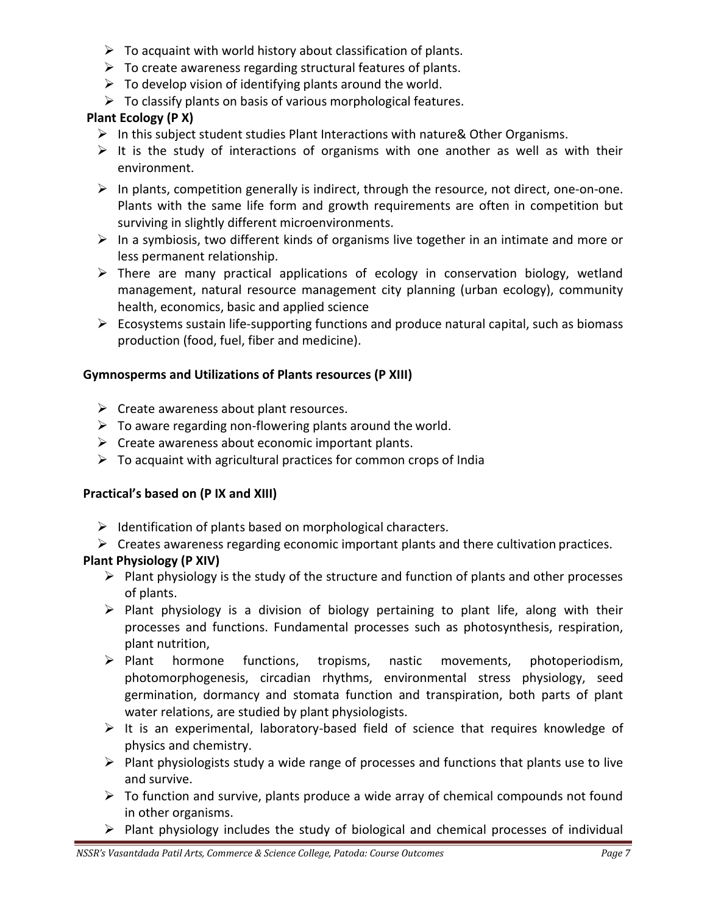- To acquaint with world history about classification of plants.
- To create awareness regarding structural features of plants.
- To develop vision of identifying plants around the world.
- To classify plants on basis of various morphological features.

**Plant Ecology (P X)**

- In this subject student studies Plant Interactions with nature& Other Organisms.
- It is the study of interactions of organisms with one another as well as with their environment.
- In plants, competition generally is indirect, through the resource, not direct, one-on-one. Plants with the same life form and growth requirements are often in competition but surviving in slightly different microenvironments.
- In a symbiosis, two different kinds of organisms live together in an intimate and more or less permanent relationship.
- There are many practical applications of ecology in conservation biology, wetland management, natural resource management city planning (urban ecology), community health, economics, basic and applied science
- Ecosystems sustain life-supporting functions and produce natural capital, such as biomass production (food, fuel, fiber and medicine).

**Gymnosperms and Utilizations of Plants resources (P XIII)**

- Create awareness about plant resources.
- To aware regarding non-flowering plants around the world.
- Create awareness about economic important plants.
- To acquaint with agricultural practices for common crops of India

**Practical's based on (P IX and XIII)**

- Identification of plants based on morphological characters.
- Creates awareness regarding economic important plants and there cultivation practices.

**Plant Physiology (P XIV)**

- Plant physiology is the study of the structure and function of plants and other processes of plants.
- Plant physiology is a division of biology pertaining to plant life, along with their processes and functions. Fundamental processes such as photosynthesis, respiration, plant nutrition,
- Plant hormone functions, tropisms, nastic movements, photoperiodism, photomorphogenesis, circadian rhythms, environmental stress physiology, seed germination, dormancy and stomata function and transpiration, both parts of plant water relations, are studied by plant physiologists.
- It is an experimental, laboratory-based field of science that requires knowledge of physics and chemistry.
- Plant physiologists study a wide range of processes and functions that plants use to live and survive.
- To function and survive, plants produce a wide array of chemical compounds not found in other organisms.
- Plant physiology includes the study of biological and chemical processes of individual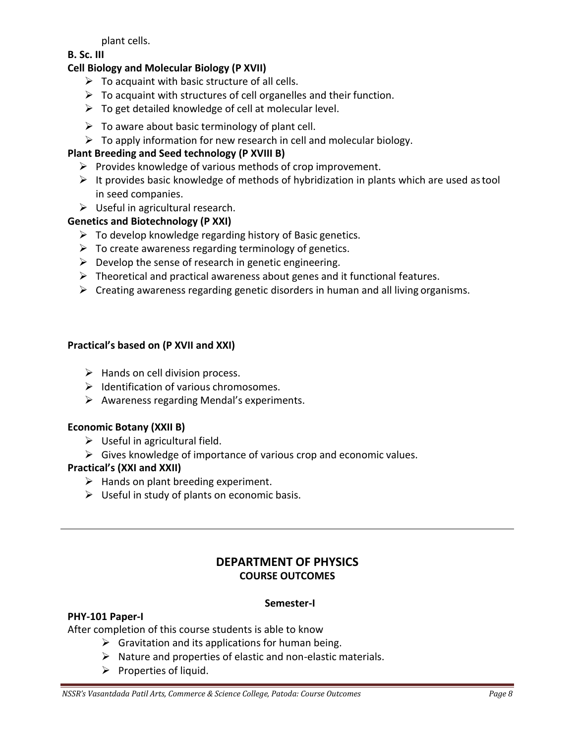plant cells.

**B. Sc. III**

**Cell Biology and Molecular Biology (P XVII)**

- To acquaint with basic structure of all cells.
- To acquaint with structures of cell organelles and their function.
- To get detailed knowledge of cell at molecular level.
- To aware about basic terminology of plant cell.
- To apply information for new research in cell and molecular biology.

**Plant Breeding and Seed technology (P XVIII B)**

- Provides knowledge of various methods of crop improvement.
- It provides basic knowledge of methods of hybridization in plants which are used as tool in seed companies.
- Useful in agricultural research.

**Genetics and Biotechnology (P XXI)**

- To develop knowledge regarding history of Basic genetics.
- To create awareness regarding terminology of genetics.
- Develop the sense of research in genetic engineering.
- Theoretical and practical awareness about genes and it functional features.
- Creating awareness regarding genetic disorders in human and all living organisms.

**Practical's based on (P XVII and XXI)**

- Hands on cell division process.
- Identification of various chromosomes.
- Awareness regarding Mendal's experiments.

**Economic Botany (XXII B)**

- Useful in agricultural field.
- Gives knowledge of importance of various crop and economic values.

**Practical's (XXI and XXII)**

- Hands on plant breeding experiment.
- Useful in study of plants on economic basis.

---

## DEPARTMENT OF PHYSICS

### COURSE OUTCOMES

**Semester-I**

**PHY-101 Paper-I**

After completion of this course students is able to know

- Gravitation and its applications for human being.
- Nature and properties of elastic and non-elastic materials.
- Properties of liquid.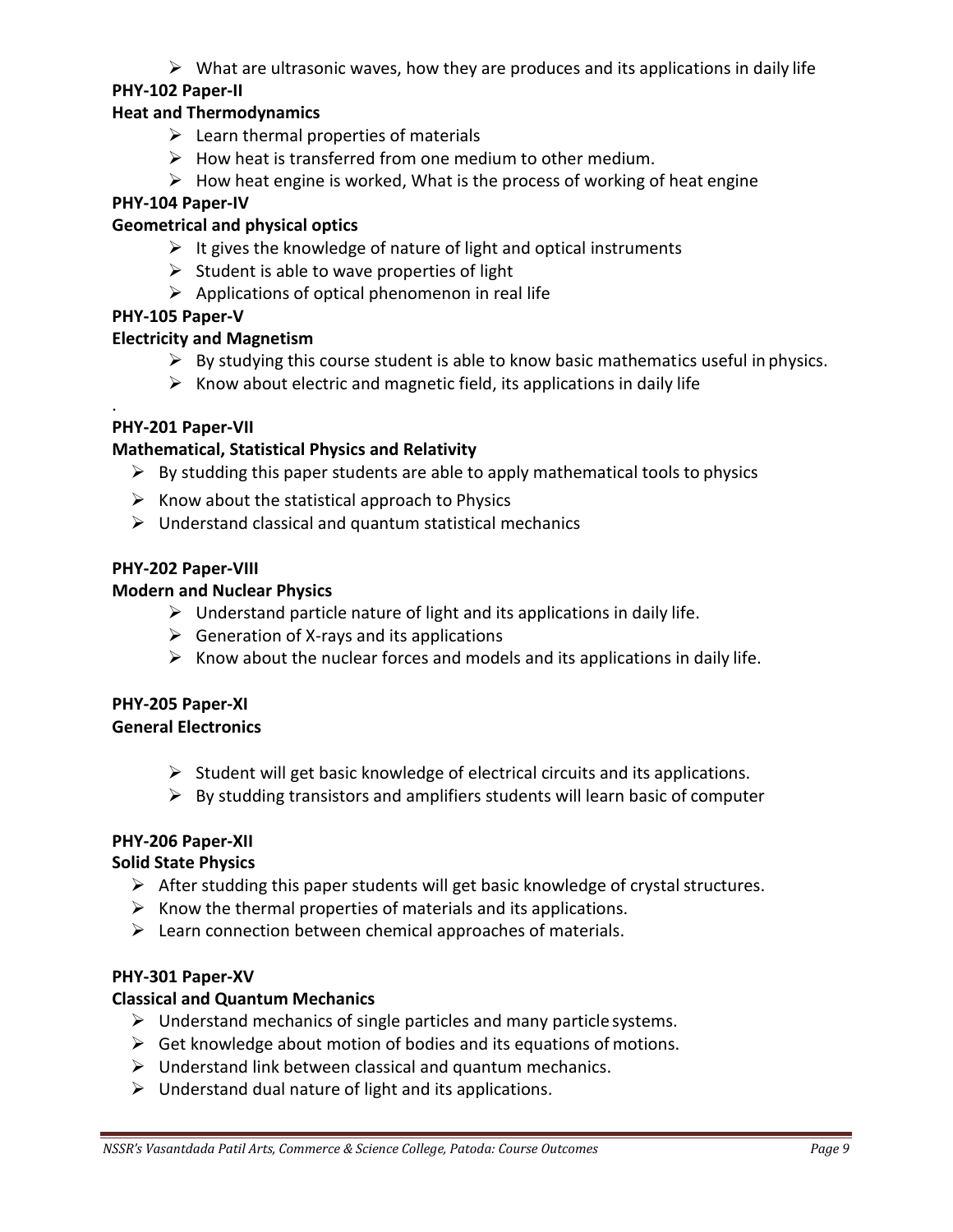- What are ultrasonic waves, how they are produces and its applications in daily life

**PHY-102 Paper-II**

**Heat and Thermodynamics**

- Learn thermal properties of materials
- How heat is transferred from one medium to other medium.
- How heat engine is worked, What is the process of working of heat engine

**PHY-104 Paper-IV**

**Geometrical and physical optics**

- It gives the knowledge of nature of light and optical instruments
- Student is able to wave properties of light
- Applications of optical phenomenon in real life

**PHY-105 Paper-V**

**Electricity and Magnetism**

- By studying this course student is able to know basic mathematics useful in physics.
- Know about electric and magnetic field, its applications in daily life

.

**PHY-201 Paper-VII**

**Mathematical, Statistical Physics and Relativity**

- By studding this paper students are able to apply mathematical tools to physics
- Know about the statistical approach to Physics
- Understand classical and quantum statistical mechanics

**PHY-202 Paper-VIII**

**Modern and Nuclear Physics**

- Understand particle nature of light and its applications in daily life.
- Generation of X-rays and its applications
- Know about the nuclear forces and models and its applications in daily life.

**PHY-205 Paper-XI**

**General Electronics**

- Student will get basic knowledge of electrical circuits and its applications.
- By studding transistors and amplifiers students will learn basic of computer

**PHY-206 Paper-XII**

**Solid State Physics**

- After studding this paper students will get basic knowledge of crystal structures.
- Know the thermal properties of materials and its applications.
- Learn connection between chemical approaches of materials.

**PHY-301 Paper-XV**

**Classical and Quantum Mechanics**

- Understand mechanics of single particles and many particle systems.
- Get knowledge about motion of bodies and its equations of motions.
- Understand link between classical and quantum mechanics.
- Understand dual nature of light and its applications.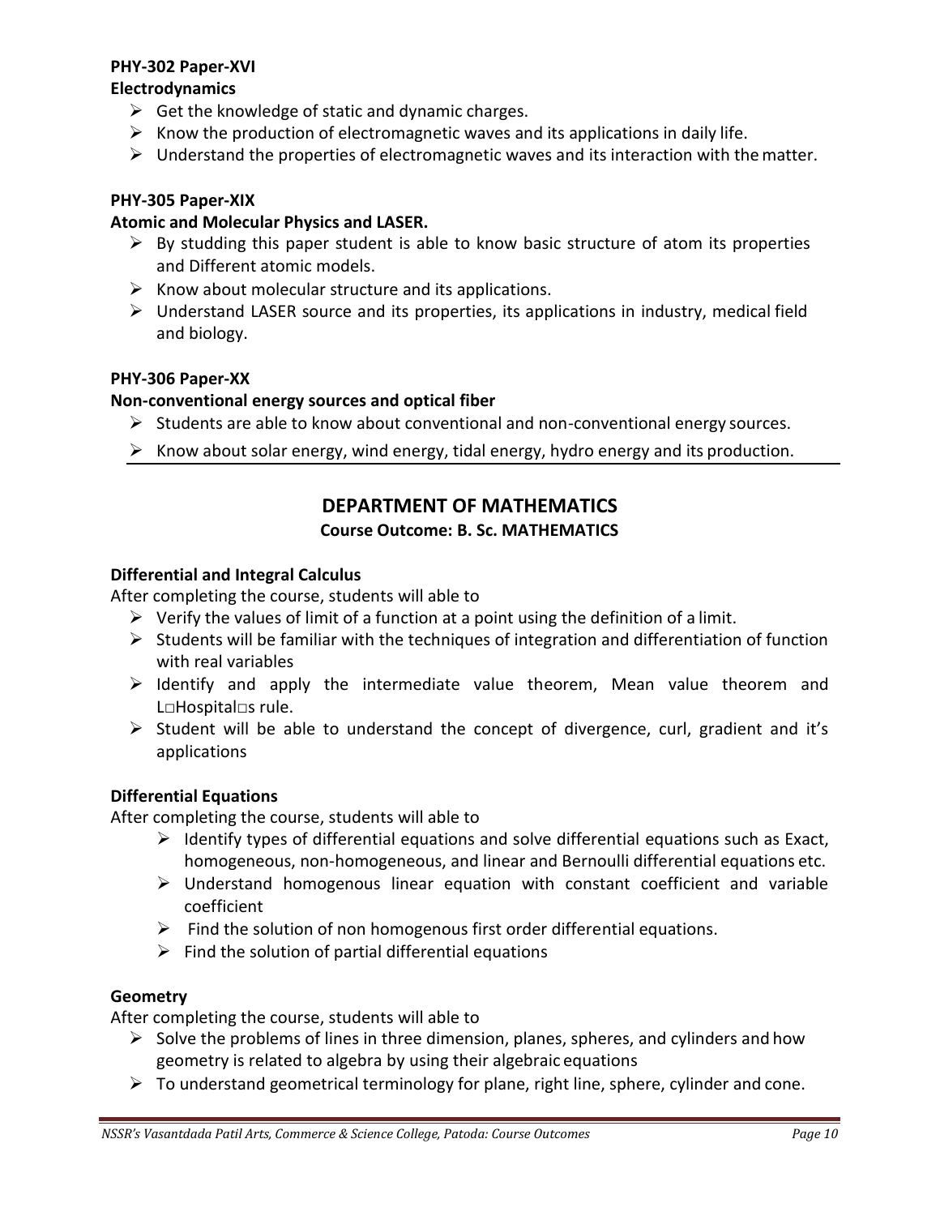**PHY-302 Paper-XVI**

**Electrodynamics**

- Get the knowledge of static and dynamic charges.
- Know the production of electromagnetic waves and its applications in daily life.
- Understand the properties of electromagnetic waves and its interaction with the matter.

**PHY-305 Paper-XIX**

**Atomic and Molecular Physics and LASER.**

- By studding this paper student is able to know basic structure of atom its properties and Different atomic models.
- Know about molecular structure and its applications.
- Understand LASER source and its properties, its applications in industry, medical field and biology.

**PHY-306 Paper-XX**

**Non-conventional energy sources and optical fiber**

- Students are able to know about conventional and non-conventional energy sources.
- Know about solar energy, wind energy, tidal energy, hydro energy and its production.

## DEPARTMENT OF MATHEMATICS

### Course Outcome: B. Sc. MATHEMATICS

**Differential and Integral Calculus**

After completing the course, students will able to

- Verify the values of limit of a function at a point using the definition of a limit.
- Students will be familiar with the techniques of integration and differentiation of function with real variables
- Identify and apply the intermediate value theorem, Mean value theorem and L□Hospital□s rule.
- Student will be able to understand the concept of divergence, curl, gradient and it's applications

**Differential Equations**

After completing the course, students will able to

- Identify types of differential equations and solve differential equations such as Exact, homogeneous, non-homogeneous, and linear and Bernoulli differential equations etc.
- Understand homogenous linear equation with constant coefficient and variable coefficient
- Find the solution of non homogenous first order differential equations.
- Find the solution of partial differential equations

**Geometry**

After completing the course, students will able to

- Solve the problems of lines in three dimension, planes, spheres, and cylinders and how geometry is related to algebra by using their algebraic equations
- To understand geometrical terminology for plane, right line, sphere, cylinder and cone.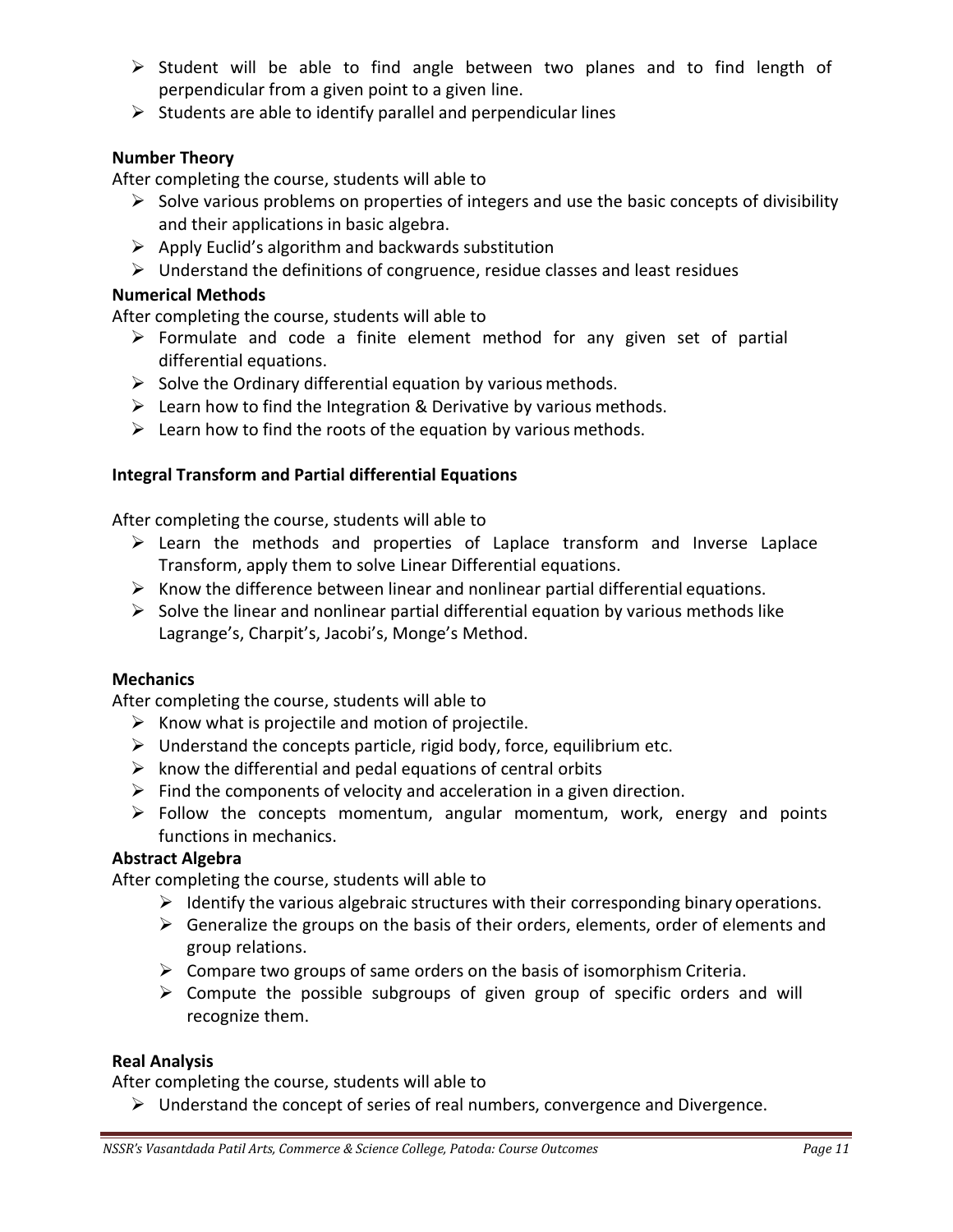- Student will be able to find angle between two planes and to find length of perpendicular from a given point to a given line.
- Students are able to identify parallel and perpendicular lines

**Number Theory**

After completing the course, students will able to

- Solve various problems on properties of integers and use the basic concepts of divisibility and their applications in basic algebra.
- Apply Euclid's algorithm and backwards substitution
- Understand the definitions of congruence, residue classes and least residues

**Numerical Methods**

After completing the course, students will able to

- Formulate and code a finite element method for any given set of partial differential equations.
- Solve the Ordinary differential equation by various methods.
- Learn how to find the Integration & Derivative by various methods.
- Learn how to find the roots of the equation by various methods.

**Integral Transform and Partial differential Equations**

After completing the course, students will able to

- Learn the methods and properties of Laplace transform and Inverse Laplace Transform, apply them to solve Linear Differential equations.
- Know the difference between linear and nonlinear partial differential equations.
- Solve the linear and nonlinear partial differential equation by various methods like Lagrange's, Charpit's, Jacobi's, Monge's Method.

**Mechanics**

After completing the course, students will able to

- Know what is projectile and motion of projectile.
- Understand the concepts particle, rigid body, force, equilibrium etc.
- know the differential and pedal equations of central orbits
- Find the components of velocity and acceleration in a given direction.
- Follow the concepts momentum, angular momentum, work, energy and points functions in mechanics.

**Abstract Algebra**

After completing the course, students will able to

- Identify the various algebraic structures with their corresponding binary operations.
- Generalize the groups on the basis of their orders, elements, order of elements and group relations.
- Compare two groups of same orders on the basis of isomorphism Criteria.
- Compute the possible subgroups of given group of specific orders and will recognize them.

**Real Analysis**

After completing the course, students will able to

- Understand the concept of series of real numbers, convergence and Divergence.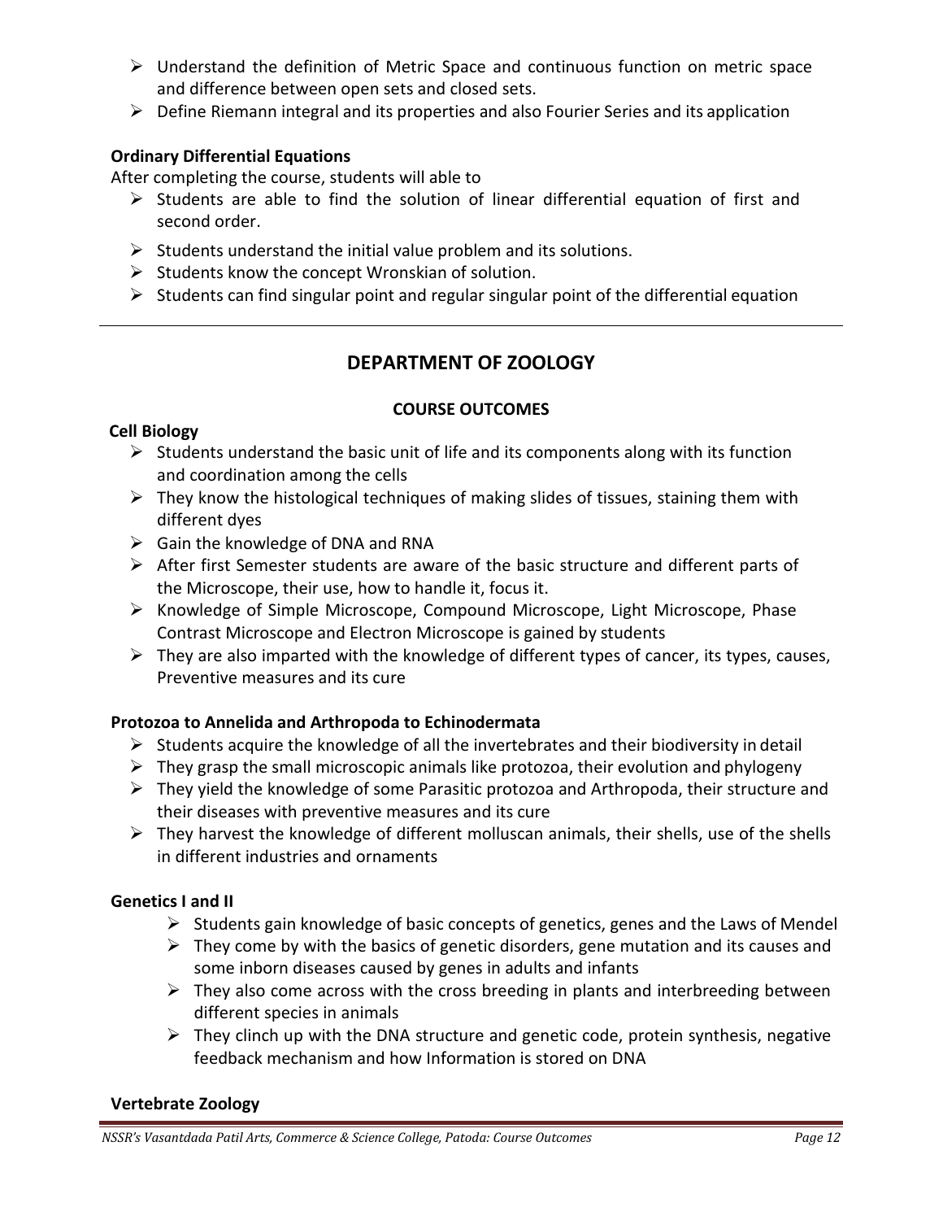- Understand the definition of Metric Space and continuous function on metric space and difference between open sets and closed sets.
- Define Riemann integral and its properties and also Fourier Series and its application

**Ordinary Differential Equations**

After completing the course, students will able to

- Students are able to find the solution of linear differential equation of first and second order.
- Students understand the initial value problem and its solutions.
- Students know the concept Wronskian of solution.
- Students can find singular point and regular singular point of the differential equation

---

## DEPARTMENT OF ZOOLOGY

### COURSE OUTCOMES

**Cell Biology**

- Students understand the basic unit of life and its components along with its function and coordination among the cells
- They know the histological techniques of making slides of tissues, staining them with different dyes
- Gain the knowledge of DNA and RNA
- After first Semester students are aware of the basic structure and different parts of the Microscope, their use, how to handle it, focus it.
- Knowledge of Simple Microscope, Compound Microscope, Light Microscope, Phase Contrast Microscope and Electron Microscope is gained by students
- They are also imparted with the knowledge of different types of cancer, its types, causes, Preventive measures and its cure

**Protozoa to Annelida and Arthropoda to Echinodermata**

- Students acquire the knowledge of all the invertebrates and their biodiversity in detail
- They grasp the small microscopic animals like protozoa, their evolution and phylogeny
- They yield the knowledge of some Parasitic protozoa and Arthropoda, their structure and their diseases with preventive measures and its cure
- They harvest the knowledge of different molluscan animals, their shells, use of the shells in different industries and ornaments

**Genetics I and II**

- Students gain knowledge of basic concepts of genetics, genes and the Laws of Mendel
- They come by with the basics of genetic disorders, gene mutation and its causes and some inborn diseases caused by genes in adults and infants
- They also come across with the cross breeding in plants and interbreeding between different species in animals
- They clinch up with the DNA structure and genetic code, protein synthesis, negative feedback mechanism and how Information is stored on DNA

**Vertebrate Zoology**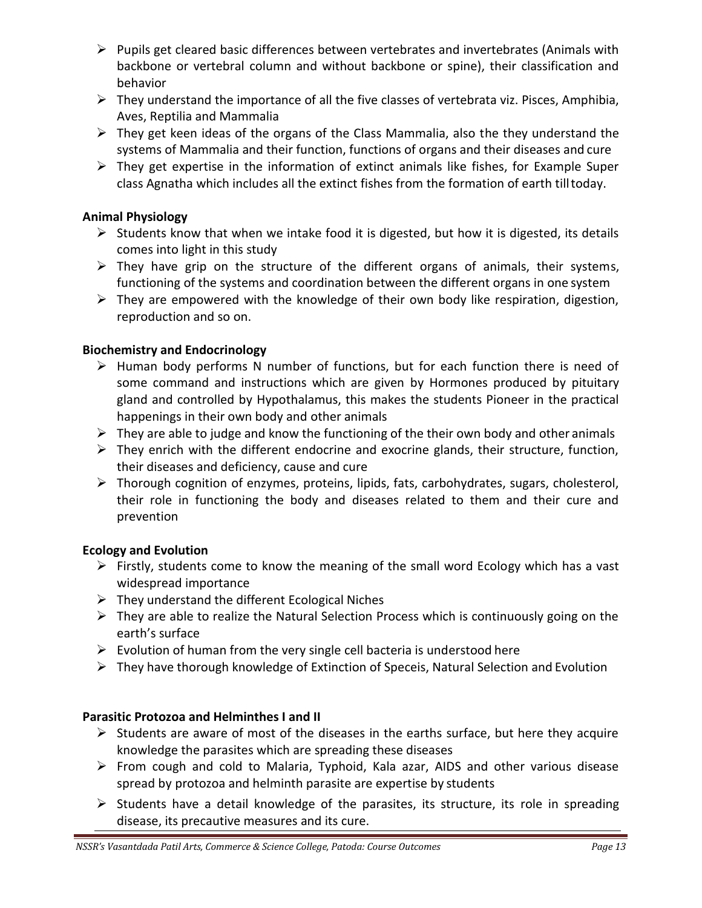- Pupils get cleared basic differences between vertebrates and invertebrates (Animals with backbone or vertebral column and without backbone or spine), their classification and behavior
- They understand the importance of all the five classes of vertebrata viz. Pisces, Amphibia, Aves, Reptilia and Mammalia
- They get keen ideas of the organs of the Class Mammalia, also the they understand the systems of Mammalia and their function, functions of organs and their diseases and cure
- They get expertise in the information of extinct animals like fishes, for Example Super class Agnatha which includes all the extinct fishes from the formation of earth till today.

**Animal Physiology**

- Students know that when we intake food it is digested, but how it is digested, its details comes into light in this study
- They have grip on the structure of the different organs of animals, their systems, functioning of the systems and coordination between the different organs in one system
- They are empowered with the knowledge of their own body like respiration, digestion, reproduction and so on.

**Biochemistry and Endocrinology**

- Human body performs N number of functions, but for each function there is need of some command and instructions which are given by Hormones produced by pituitary gland and controlled by Hypothalamus, this makes the students Pioneer in the practical happenings in their own body and other animals
- They are able to judge and know the functioning of the their own body and other animals
- They enrich with the different endocrine and exocrine glands, their structure, function, their diseases and deficiency, cause and cure
- Thorough cognition of enzymes, proteins, lipids, fats, carbohydrates, sugars, cholesterol, their role in functioning the body and diseases related to them and their cure and prevention

**Ecology and Evolution**

- Firstly, students come to know the meaning of the small word Ecology which has a vast widespread importance
- They understand the different Ecological Niches
- They are able to realize the Natural Selection Process which is continuously going on the earth's surface
- Evolution of human from the very single cell bacteria is understood here
- They have thorough knowledge of Extinction of Speceis, Natural Selection and Evolution

**Parasitic Protozoa and Helminthes I and II**

- Students are aware of most of the diseases in the earths surface, but here they acquire knowledge the parasites which are spreading these diseases
- From cough and cold to Malaria, Typhoid, Kala azar, AIDS and other various disease spread by protozoa and helminth parasite are expertise by students
- Students have a detail knowledge of the parasites, its structure, its role in spreading disease, its precautive measures and its cure.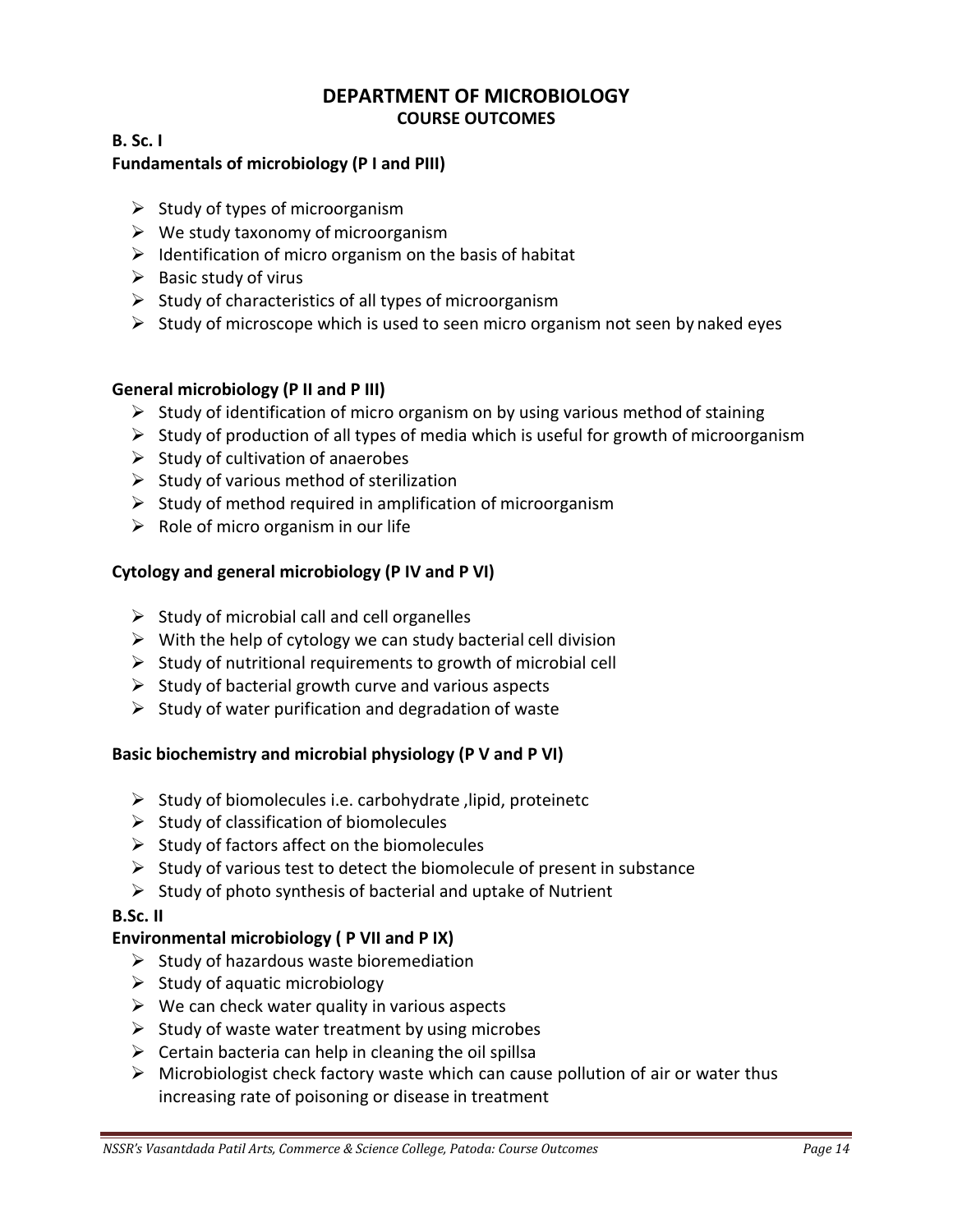# DEPARTMENT OF MICROBIOLOGY

## COURSE OUTCOMES

**B. Sc. I**

**Fundamentals of microbiology (P I and PIII)**

- Study of types of microorganism
- We study taxonomy of microorganism
- Identification of micro organism on the basis of habitat
- Basic study of virus
- Study of characteristics of all types of microorganism
- Study of microscope which is used to seen micro organism not seen by naked eyes

**General microbiology (P II and P III)**

- Study of identification of micro organism on by using various method of staining
- Study of production of all types of media which is useful for growth of microorganism
- Study of cultivation of anaerobes
- Study of various method of sterilization
- Study of method required in amplification of microorganism
- Role of micro organism in our life

**Cytology and general microbiology (P IV and P VI)**

- Study of microbial call and cell organelles
- With the help of cytology we can study bacterial cell division
- Study of nutritional requirements to growth of microbial cell
- Study of bacterial growth curve and various aspects
- Study of water purification and degradation of waste

**Basic biochemistry and microbial physiology (P V and P VI)**

- Study of biomolecules i.e. carbohydrate ,lipid, proteinetc
- Study of classification of biomolecules
- Study of factors affect on the biomolecules
- Study of various test to detect the biomolecule of present in substance
- Study of photo synthesis of bacterial and uptake of Nutrient

**B.Sc. II**

**Environmental microbiology ( P VII and P IX)**

- Study of hazardous waste bioremediation
- Study of aquatic microbiology
- We can check water quality in various aspects
- Study of waste water treatment by using microbes
- Certain bacteria can help in cleaning the oil spillsa
- Microbiologist check factory waste which can cause pollution of air or water thus increasing rate of poisoning or disease in treatment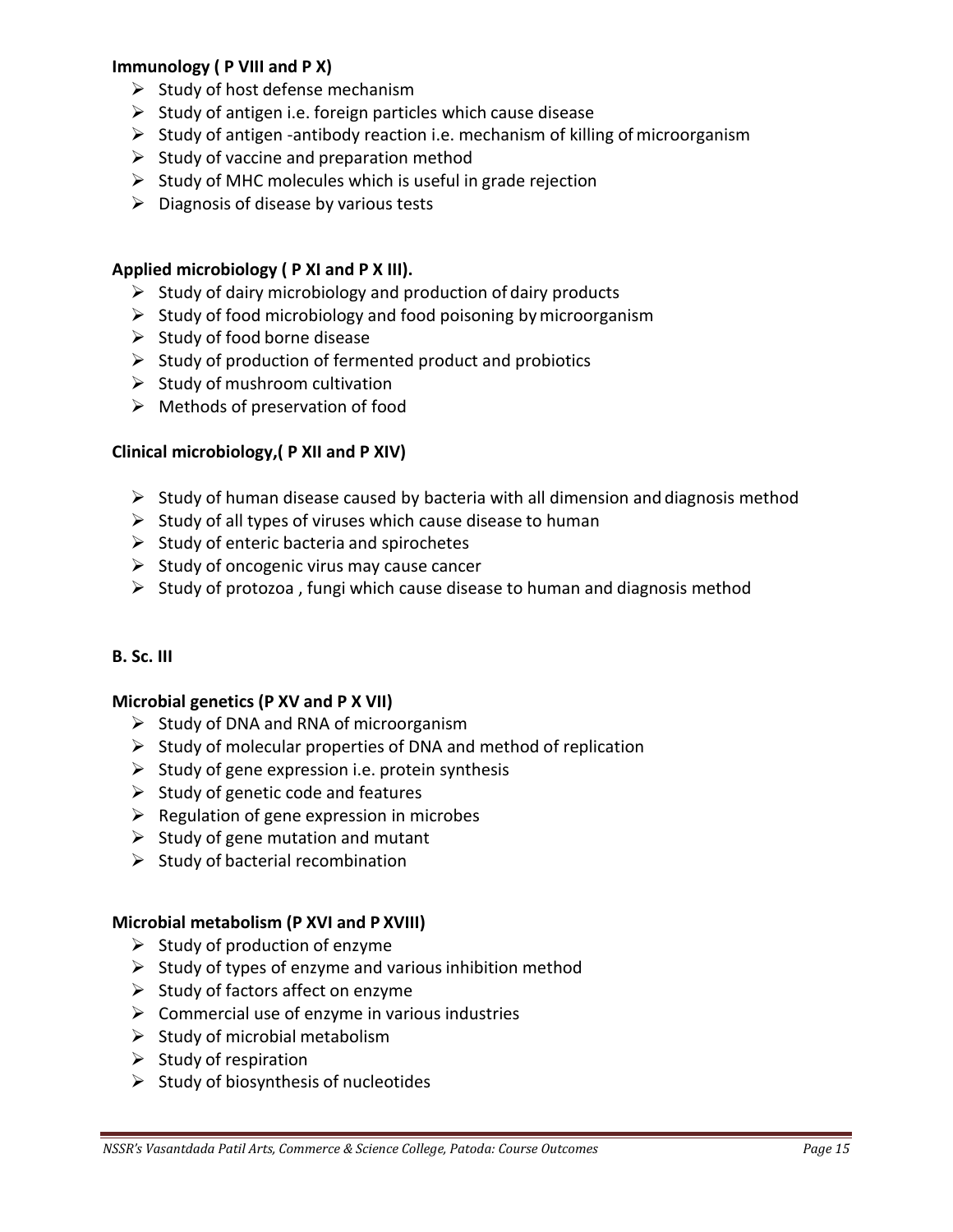**Immunology ( P VIII and P X)**

- Study of host defense mechanism
- Study of antigen i.e. foreign particles which cause disease
- Study of antigen -antibody reaction i.e. mechanism of killing of microorganism
- Study of vaccine and preparation method
- Study of MHC molecules which is useful in grade rejection
- Diagnosis of disease by various tests

**Applied microbiology ( P XI and P X III).**

- Study of dairy microbiology and production of dairy products
- Study of food microbiology and food poisoning by microorganism
- Study of food borne disease
- Study of production of fermented product and probiotics
- Study of mushroom cultivation
- Methods of preservation of food

**Clinical microbiology,( P XII and P XIV)**

- Study of human disease caused by bacteria with all dimension and diagnosis method
- Study of all types of viruses which cause disease to human
- Study of enteric bacteria and spirochetes
- Study of oncogenic virus may cause cancer
- Study of protozoa , fungi which cause disease to human and diagnosis method

**B. Sc. III**

**Microbial genetics (P XV and P X VII)**

- Study of DNA and RNA of microorganism
- Study of molecular properties of DNA and method of replication
- Study of gene expression i.e. protein synthesis
- Study of genetic code and features
- Regulation of gene expression in microbes
- Study of gene mutation and mutant
- Study of bacterial recombination

**Microbial metabolism (P XVI and P XVIII)**

- Study of production of enzyme
- Study of types of enzyme and various inhibition method
- Study of factors affect on enzyme
- Commercial use of enzyme in various industries
- Study of microbial metabolism
- Study of respiration
- Study of biosynthesis of nucleotides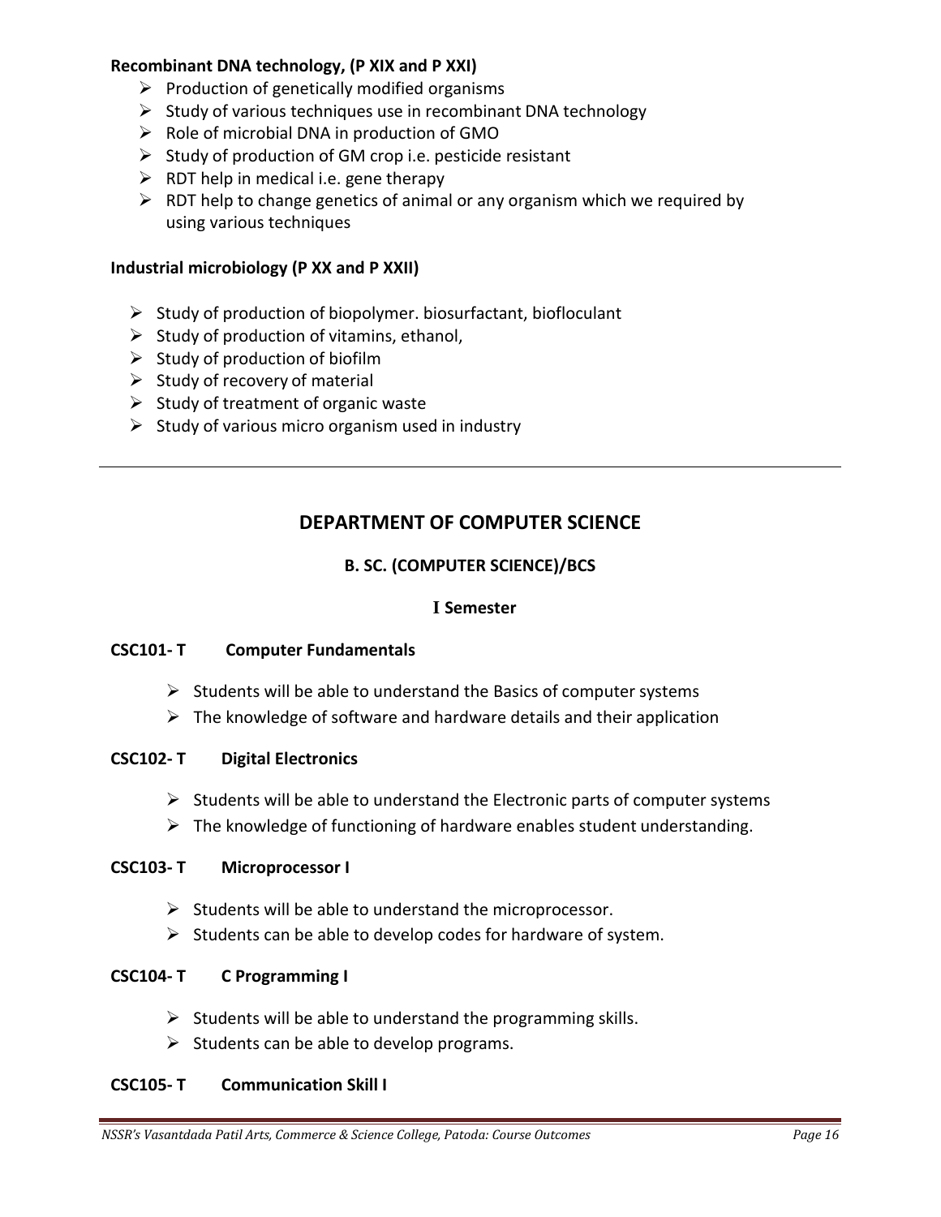**Recombinant DNA technology, (P XIX and P XXI)**

- Production of genetically modified organisms
- Study of various techniques use in recombinant DNA technology
- Role of microbial DNA in production of GMO
- Study of production of GM crop i.e. pesticide resistant
- RDT help in medical i.e. gene therapy
- RDT help to change genetics of animal or any organism which we required by using various techniques

**Industrial microbiology (P XX and P XXII)**

- Study of production of biopolymer. biosurfactant, biofloculant
- Study of production of vitamins, ethanol,
- Study of production of biofilm
- Study of recovery of material
- Study of treatment of organic waste
- Study of various micro organism used in industry

---

## DEPARTMENT OF COMPUTER SCIENCE

### B. SC. (COMPUTER SCIENCE)/BCS

#### I Semester

**CSC101- T Computer Fundamentals**

- Students will be able to understand the Basics of computer systems
- The knowledge of software and hardware details and their application

**CSC102- T Digital Electronics**

- Students will be able to understand the Electronic parts of computer systems
- The knowledge of functioning of hardware enables student understanding.

**CSC103- T Microprocessor I**

- Students will be able to understand the microprocessor.
- Students can be able to develop codes for hardware of system.

**CSC104- T C Programming I**

- Students will be able to understand the programming skills.
- Students can be able to develop programs.

**CSC105- T Communication Skill I**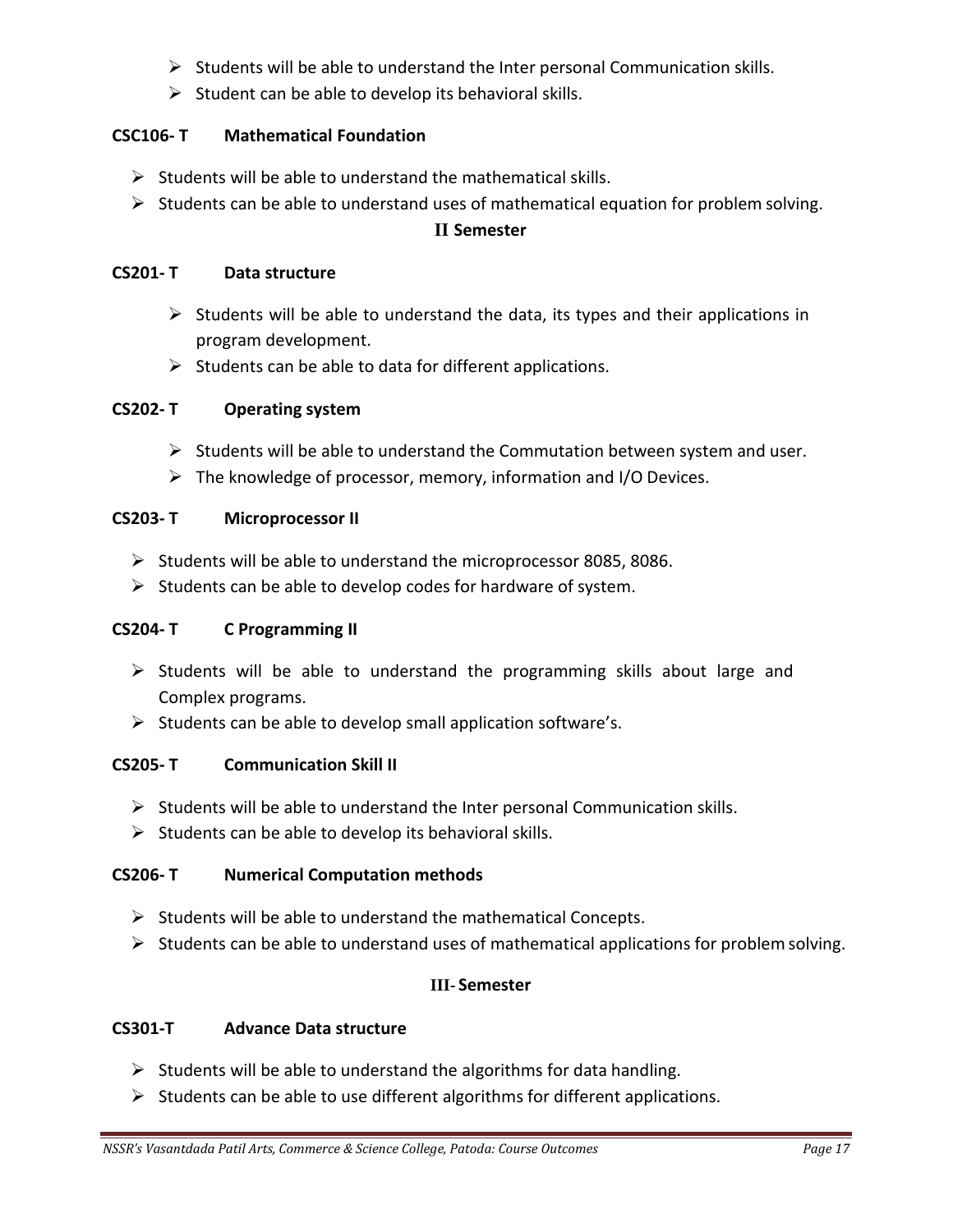- Students will be able to understand the Inter personal Communication skills.
- Student can be able to develop its behavioral skills.

**CSC106- T Mathematical Foundation**

- Students will be able to understand the mathematical skills.
- Students can be able to understand uses of mathematical equation for problem solving.

### II Semester

**CS201- T Data structure**

- Students will be able to understand the data, its types and their applications in program development.
- Students can be able to data for different applications.

**CS202- T Operating system**

- Students will be able to understand the Commutation between system and user.
- The knowledge of processor, memory, information and I/O Devices.

**CS203- T Microprocessor II**

- Students will be able to understand the microprocessor 8085, 8086.
- Students can be able to develop codes for hardware of system.

**CS204- T C Programming II**

- Students will be able to understand the programming skills about large and Complex programs.
- Students can be able to develop small application software's.

**CS205- T Communication Skill II**

- Students will be able to understand the Inter personal Communication skills.
- Students can be able to develop its behavioral skills.

**CS206- T Numerical Computation methods**

- Students will be able to understand the mathematical Concepts.
- Students can be able to understand uses of mathematical applications for problem solving.

### III- Semester

**CS301-T Advance Data structure**

- Students will be able to understand the algorithms for data handling.
- Students can be able to use different algorithms for different applications.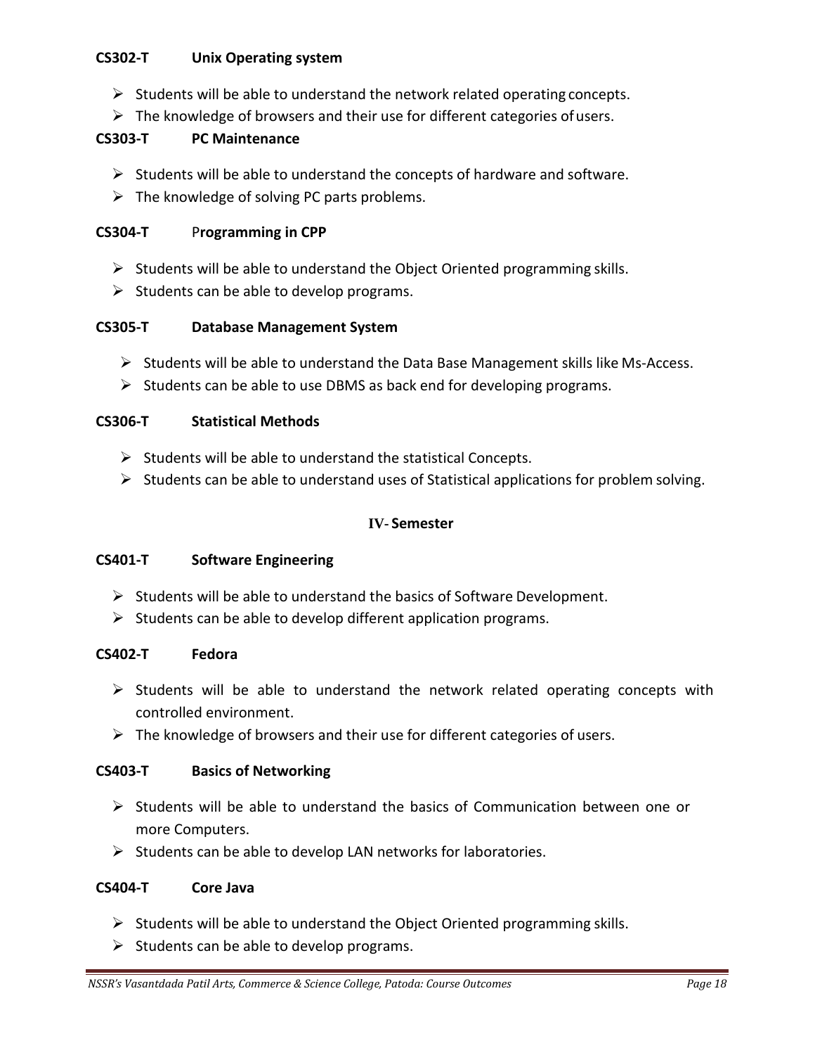**CS302-T Unix Operating system**

- Students will be able to understand the network related operating concepts.
- The knowledge of browsers and their use for different categories of users.

**CS303-T PC Maintenance**

- Students will be able to understand the concepts of hardware and software.
- The knowledge of solving PC parts problems.

**CS304-T Programming in CPP**

- Students will be able to understand the Object Oriented programming skills.
- Students can be able to develop programs.

**CS305-T Database Management System**

- Students will be able to understand the Data Base Management skills like Ms-Access.
- Students can be able to use DBMS as back end for developing programs.

**CS306-T Statistical Methods**

- Students will be able to understand the statistical Concepts.
- Students can be able to understand uses of Statistical applications for problem solving.

## IV- Semester

**CS401-T Software Engineering**

- Students will be able to understand the basics of Software Development.
- Students can be able to develop different application programs.

**CS402-T Fedora**

- Students will be able to understand the network related operating concepts with controlled environment.
- The knowledge of browsers and their use for different categories of users.

**CS403-T Basics of Networking**

- Students will be able to understand the basics of Communication between one or more Computers.
- Students can be able to develop LAN networks for laboratories.

**CS404-T Core Java**

- Students will be able to understand the Object Oriented programming skills.
- Students can be able to develop programs.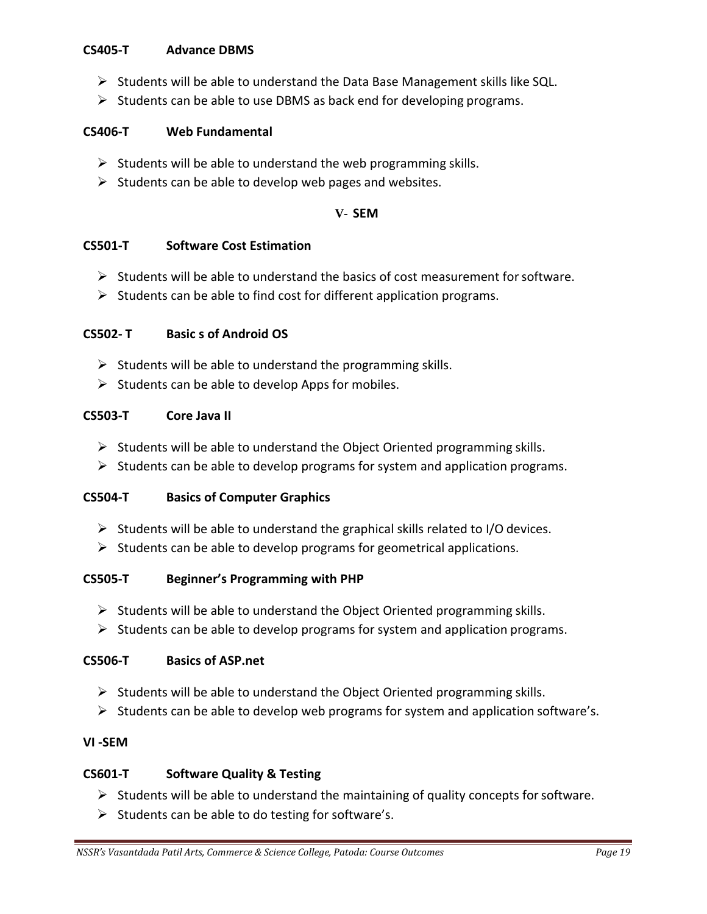**CS405-T Advance DBMS**

- Students will be able to understand the Data Base Management skills like SQL.
- Students can be able to use DBMS as back end for developing programs.

**CS406-T Web Fundamental**

- Students will be able to understand the web programming skills.
- Students can be able to develop web pages and websites.

**V- SEM**

**CS501-T Software Cost Estimation**

- Students will be able to understand the basics of cost measurement for software.
- Students can be able to find cost for different application programs.

**CS502- T Basic s of Android OS**

- Students will be able to understand the programming skills.
- Students can be able to develop Apps for mobiles.

**CS503-T Core Java II**

- Students will be able to understand the Object Oriented programming skills.
- Students can be able to develop programs for system and application programs.

**CS504-T Basics of Computer Graphics**

- Students will be able to understand the graphical skills related to I/O devices.
- Students can be able to develop programs for geometrical applications.

**CS505-T Beginner's Programming with PHP**

- Students will be able to understand the Object Oriented programming skills.
- Students can be able to develop programs for system and application programs.

**CS506-T Basics of ASP.net**

- Students will be able to understand the Object Oriented programming skills.
- Students can be able to develop web programs for system and application software's.

**VI -SEM**

**CS601-T Software Quality & Testing**

- Students will be able to understand the maintaining of quality concepts for software.
- Students can be able to do testing for software's.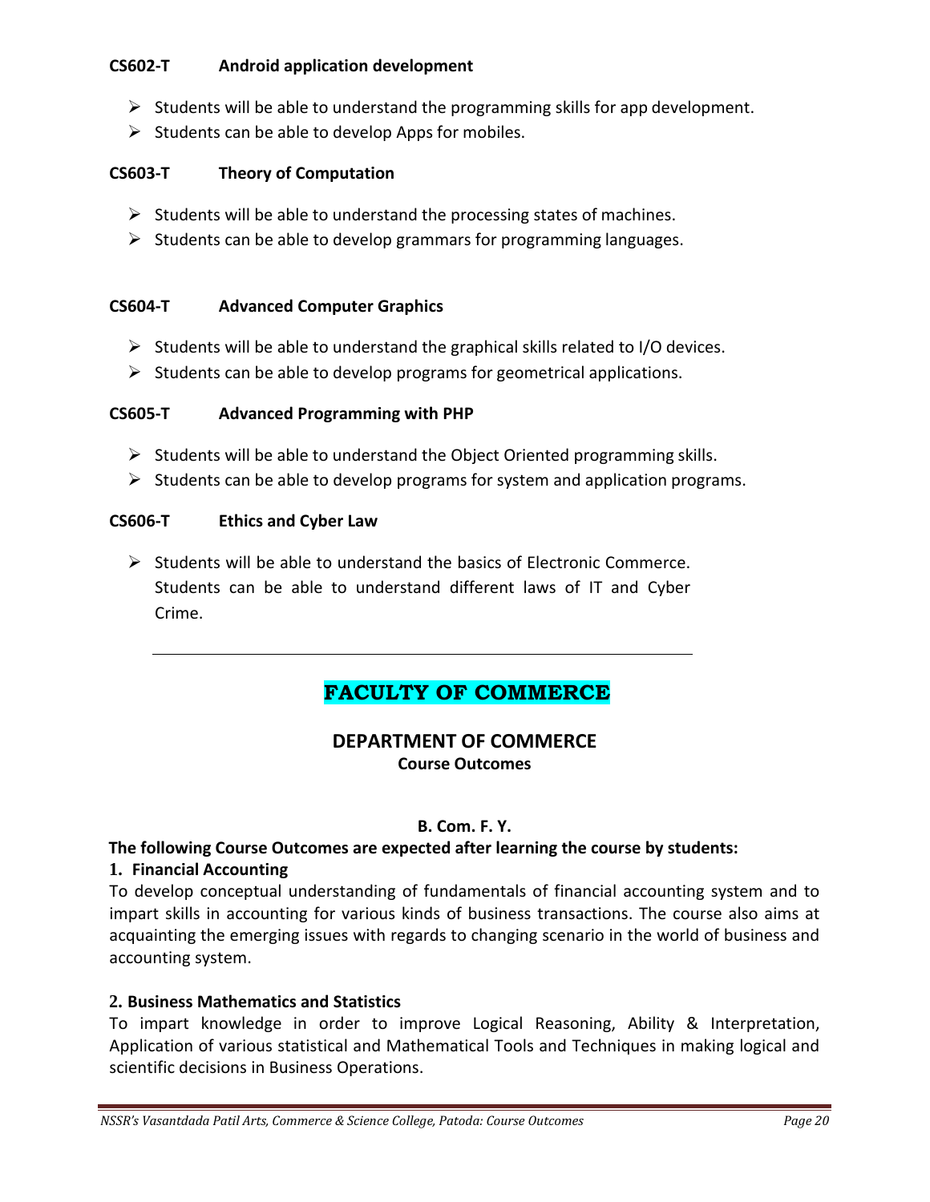**CS602-T Android application development**

- Students will be able to understand the programming skills for app development.
- Students can be able to develop Apps for mobiles.

**CS603-T Theory of Computation**

- Students will be able to understand the processing states of machines.
- Students can be able to develop grammars for programming languages.

**CS604-T Advanced Computer Graphics**

- Students will be able to understand the graphical skills related to I/O devices.
- Students can be able to develop programs for geometrical applications.

**CS605-T Advanced Programming with PHP**

- Students will be able to understand the Object Oriented programming skills.
- Students can be able to develop programs for system and application programs.

**CS606-T Ethics and Cyber Law**

- Students will be able to understand the basics of Electronic Commerce. Students can be able to understand different laws of IT and Cyber Crime.

---

# FACULTY OF COMMERCE

## DEPARTMENT OF COMMERCE

**Course Outcomes**

**B. Com. F. Y.**

**The following Course Outcomes are expected after learning the course by students:**

**1. Financial Accounting**

To develop conceptual understanding of fundamentals of financial accounting system and to impart skills in accounting for various kinds of business transactions. The course also aims at acquainting the emerging issues with regards to changing scenario in the world of business and accounting system.

**2. Business Mathematics and Statistics**

To impart knowledge in order to improve Logical Reasoning, Ability & Interpretation, Application of various statistical and Mathematical Tools and Techniques in making logical and scientific decisions in Business Operations.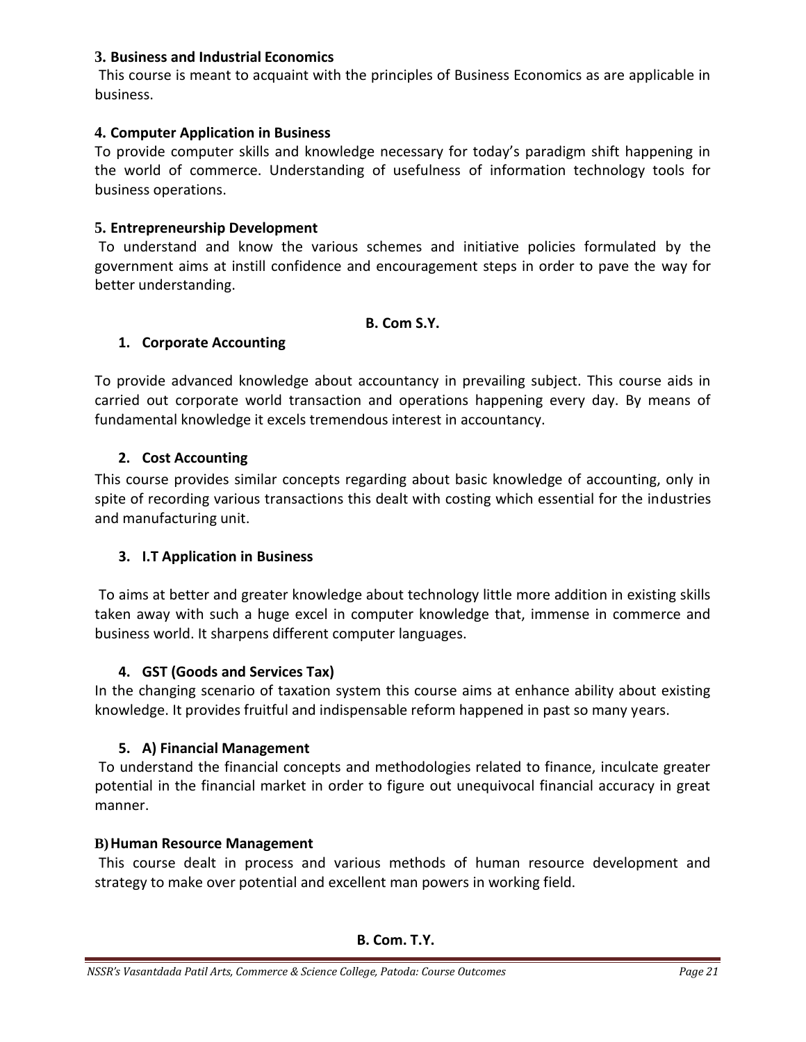### 3. Business and Industrial Economics

This course is meant to acquaint with the principles of Business Economics as are applicable in business.

### 4. Computer Application in Business

To provide computer skills and knowledge necessary for today's paradigm shift happening in the world of commerce. Understanding of usefulness of information technology tools for business operations.

### 5. Entrepreneurship Development

To understand and know the various schemes and initiative policies formulated by the government aims at instill confidence and encouragement steps in order to pave the way for better understanding.

## B. Com S.Y.

### 1. Corporate Accounting

To provide advanced knowledge about accountancy in prevailing subject. This course aids in carried out corporate world transaction and operations happening every day. By means of fundamental knowledge it excels tremendous interest in accountancy.

### 2. Cost Accounting

This course provides similar concepts regarding about basic knowledge of accounting, only in spite of recording various transactions this dealt with costing which essential for the industries and manufacturing unit.

### 3. I.T Application in Business

To aims at better and greater knowledge about technology little more addition in existing skills taken away with such a huge excel in computer knowledge that, immense in commerce and business world. It sharpens different computer languages.

### 4. GST (Goods and Services Tax)

In the changing scenario of taxation system this course aims at enhance ability about existing knowledge. It provides fruitful and indispensable reform happened in past so many years.

### 5. A) Financial Management

To understand the financial concepts and methodologies related to finance, inculcate greater potential in the financial market in order to figure out unequivocal financial accuracy in great manner.

### B) Human Resource Management

This course dealt in process and various methods of human resource development and strategy to make over potential and excellent man powers in working field.

## B. Com. T.Y.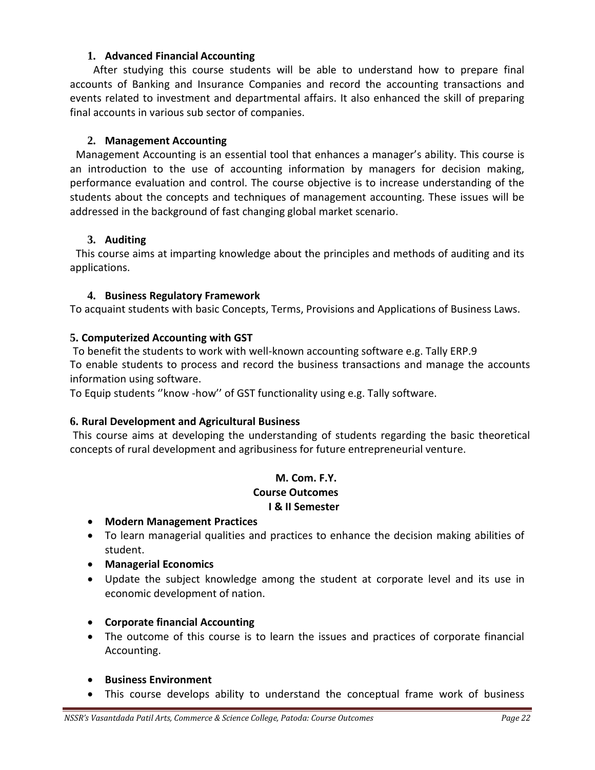### 1. Advanced Financial Accounting

After studying this course students will be able to understand how to prepare final accounts of Banking and Insurance Companies and record the accounting transactions and events related to investment and departmental affairs. It also enhanced the skill of preparing final accounts in various sub sector of companies.

### 2. Management Accounting

Management Accounting is an essential tool that enhances a manager's ability. This course is an introduction to the use of accounting information by managers for decision making, performance evaluation and control. The course objective is to increase understanding of the students about the concepts and techniques of management accounting. These issues will be addressed in the background of fast changing global market scenario.

### 3. Auditing

This course aims at imparting knowledge about the principles and methods of auditing and its applications.

### 4. Business Regulatory Framework

To acquaint students with basic Concepts, Terms, Provisions and Applications of Business Laws.

### 5. Computerized Accounting with GST

To benefit the students to work with well-known accounting software e.g. Tally ERP.9

To enable students to process and record the business transactions and manage the accounts information using software.

To Equip students ''know -how'' of GST functionality using e.g. Tally software.

### 6. Rural Development and Agricultural Business

This course aims at developing the understanding of students regarding the basic theoretical concepts of rural development and agribusiness for future entrepreneurial venture.

## M. Com. F.Y.
## Course Outcomes
## I & II Semester

- **Modern Management Practices**
- To learn managerial qualities and practices to enhance the decision making abilities of student.
- **Managerial Economics**
- Update the subject knowledge among the student at corporate level and its use in economic development of nation.
- **Corporate financial Accounting**
- The outcome of this course is to learn the issues and practices of corporate financial Accounting.
- **Business Environment**
- This course develops ability to understand the conceptual frame work of business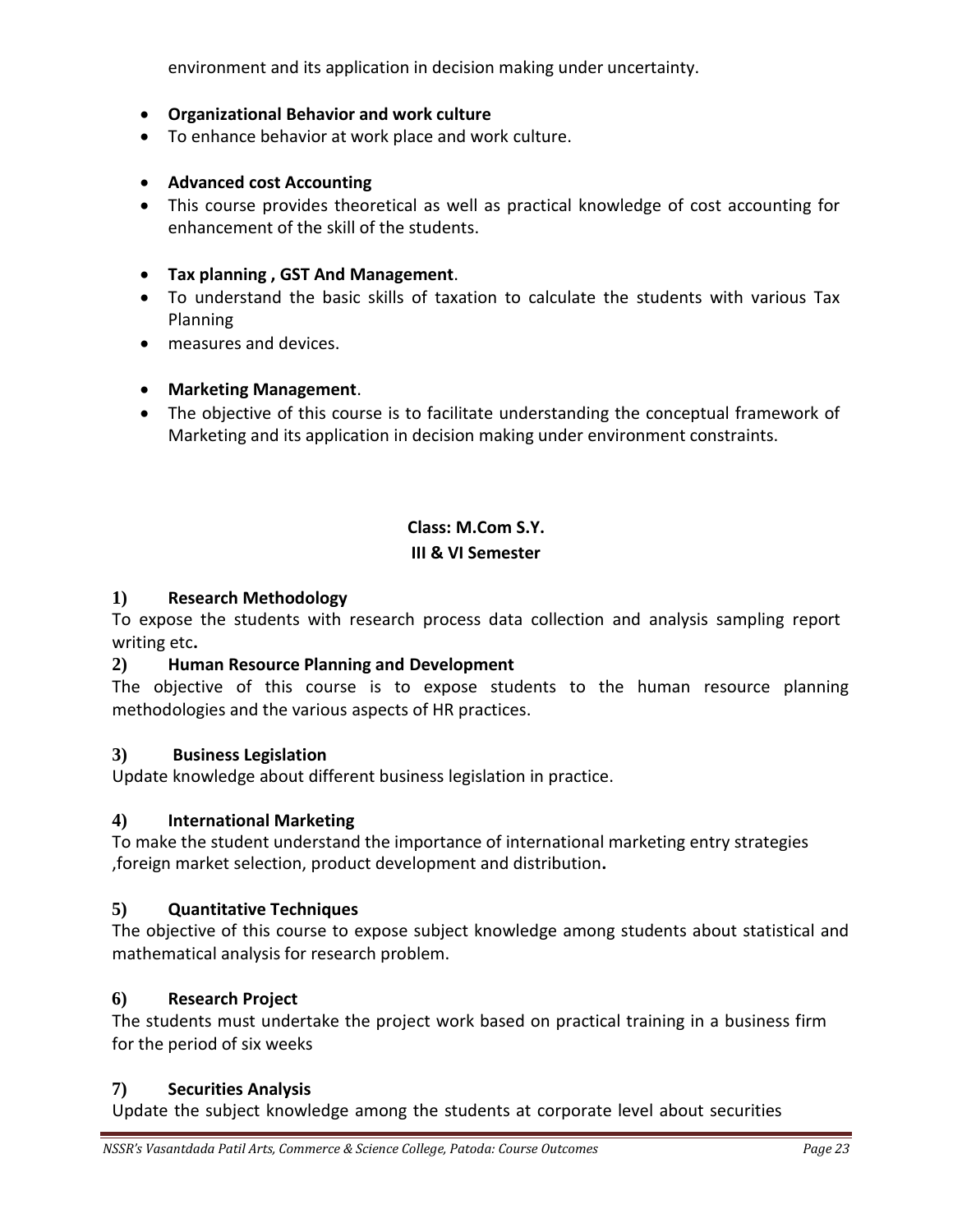environment and its application in decision making under uncertainty.

- **Organizational Behavior and work culture**
- To enhance behavior at work place and work culture.

- **Advanced cost Accounting**
- This course provides theoretical as well as practical knowledge of cost accounting for enhancement of the skill of the students.

- **Tax planning , GST And Management**.
- To understand the basic skills of taxation to calculate the students with various Tax Planning
- measures and devices.

- **Marketing Management**.
- The objective of this course is to facilitate understanding the conceptual framework of Marketing and its application in decision making under environment constraints.

## Class: M.Com S.Y.
## III & VI Semester

**1) Research Methodology**

To expose the students with research process data collection and analysis sampling report writing etc**.**

**2) Human Resource Planning and Development**

The objective of this course is to expose students to the human resource planning methodologies and the various aspects of HR practices.

**3) Business Legislation**

Update knowledge about different business legislation in practice.

**4) International Marketing**

To make the student understand the importance of international marketing entry strategies ,foreign market selection, product development and distribution**.**

**5) Quantitative Techniques**

The objective of this course to expose subject knowledge among students about statistical and mathematical analysis for research problem.

**6) Research Project**

The students must undertake the project work based on practical training in a business firm for the period of six weeks

**7) Securities Analysis**

Update the subject knowledge among the students at corporate level about securities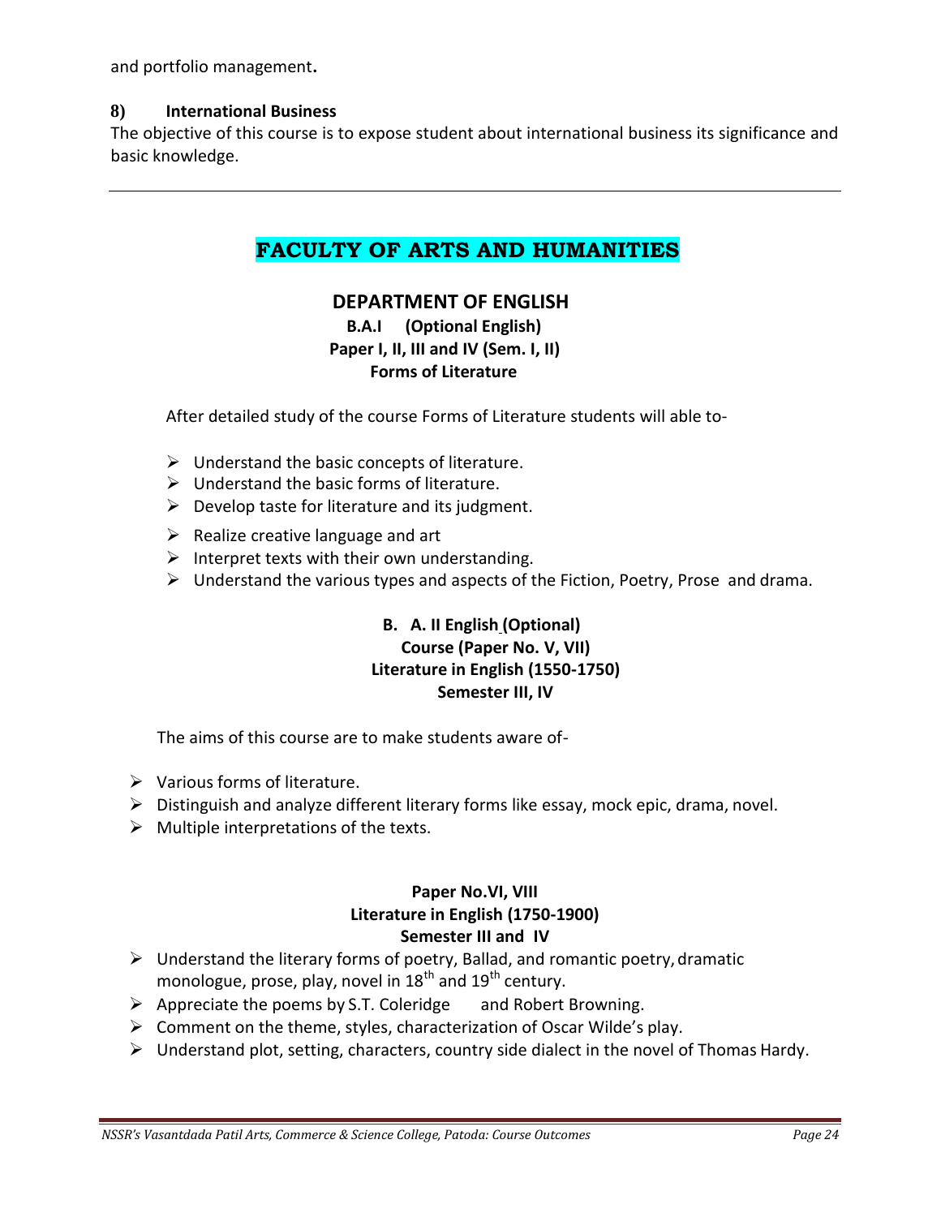and portfolio management**.**

**8) International Business**

The objective of this course is to expose student about international business its significance and basic knowledge.

---

# FACULTY OF ARTS AND HUMANITIES

## DEPARTMENT OF ENGLISH

**B.A.I (Optional English)**
**Paper I, II, III and IV (Sem. I, II)**
**Forms of Literature**

After detailed study of the course Forms of Literature students will able to-

- Understand the basic concepts of literature.
- Understand the basic forms of literature.
- Develop taste for literature and its judgment.
- Realize creative language and art
- Interpret texts with their own understanding.
- Understand the various types and aspects of the Fiction, Poetry, Prose and drama.

**B. A. II English (Optional)**
**Course (Paper No. V, VII)**
**Literature in English (1550-1750)**
**Semester III, IV**

The aims of this course are to make students aware of-

- Various forms of literature.
- Distinguish and analyze different literary forms like essay, mock epic, drama, novel.
- Multiple interpretations of the texts.

**Paper No.VI, VIII**
**Literature in English (1750-1900)**
**Semester III and IV**

- Understand the literary forms of poetry, Ballad, and romantic poetry, dramatic monologue, prose, play, novel in 18th and 19th century.
- Appreciate the poems by S.T. Coleridge and Robert Browning.
- Comment on the theme, styles, characterization of Oscar Wilde's play.
- Understand plot, setting, characters, country side dialect in the novel of Thomas Hardy.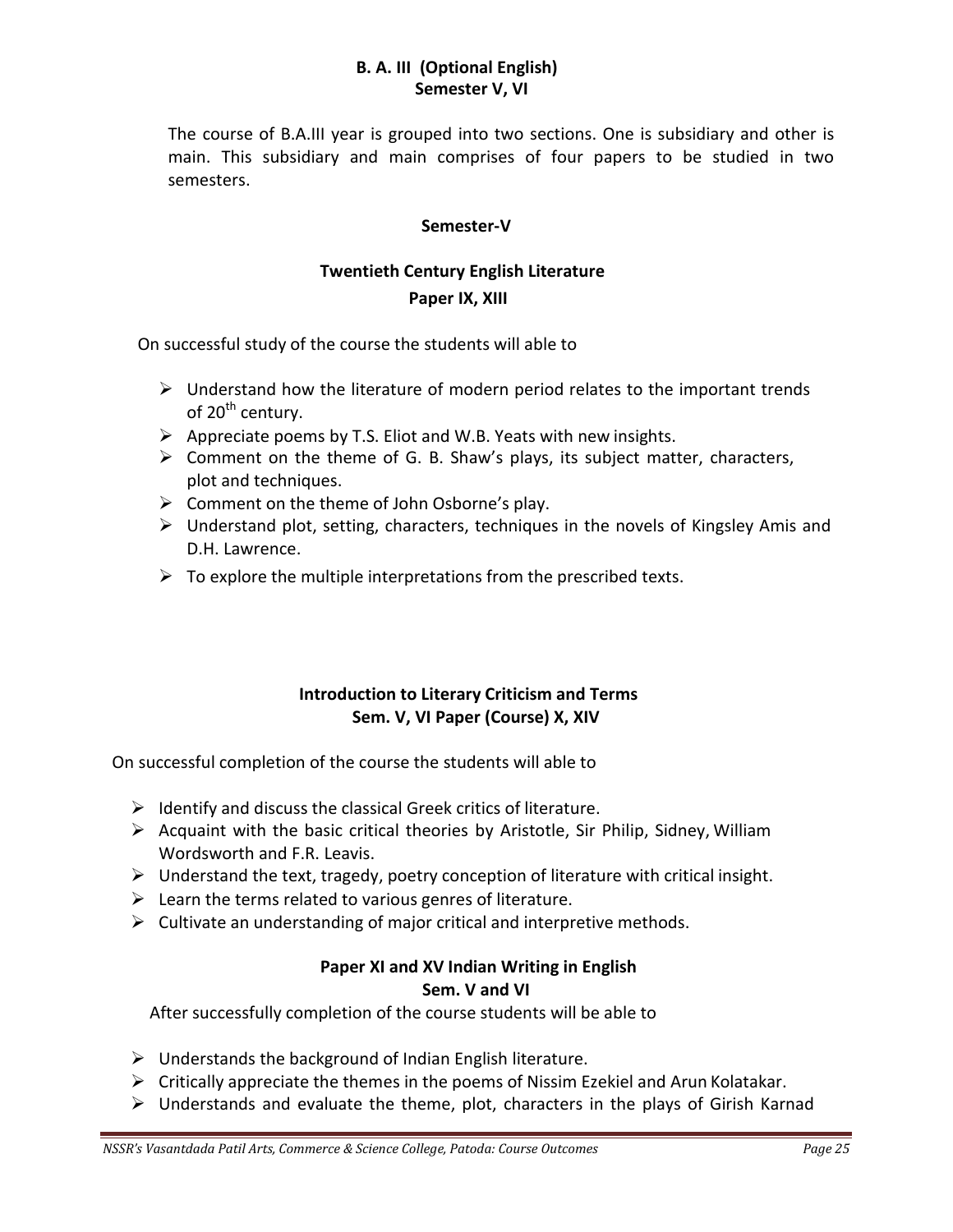## B. A. III (Optional English)
## Semester V, VI

The course of B.A.III year is grouped into two sections. One is subsidiary and other is main. This subsidiary and main comprises of four papers to be studied in two semesters.

### Semester-V

### Twentieth Century English Literature
### Paper IX, XIII

On successful study of the course the students will able to

- Understand how the literature of modern period relates to the important trends of 20th century.
- Appreciate poems by T.S. Eliot and W.B. Yeats with new insights.
- Comment on the theme of G. B. Shaw's plays, its subject matter, characters, plot and techniques.
- Comment on the theme of John Osborne's play.
- Understand plot, setting, characters, techniques in the novels of Kingsley Amis and D.H. Lawrence.
- To explore the multiple interpretations from the prescribed texts.

### Introduction to Literary Criticism and Terms
### Sem. V, VI Paper (Course) X, XIV

On successful completion of the course the students will able to

- Identify and discuss the classical Greek critics of literature.
- Acquaint with the basic critical theories by Aristotle, Sir Philip, Sidney, William Wordsworth and F.R. Leavis.
- Understand the text, tragedy, poetry conception of literature with critical insight.
- Learn the terms related to various genres of literature.
- Cultivate an understanding of major critical and interpretive methods.

### Paper XI and XV Indian Writing in English
### Sem. V and VI

After successfully completion of the course students will be able to

- Understands the background of Indian English literature.
- Critically appreciate the themes in the poems of Nissim Ezekiel and Arun Kolatakar.
- Understands and evaluate the theme, plot, characters in the plays of Girish Karnad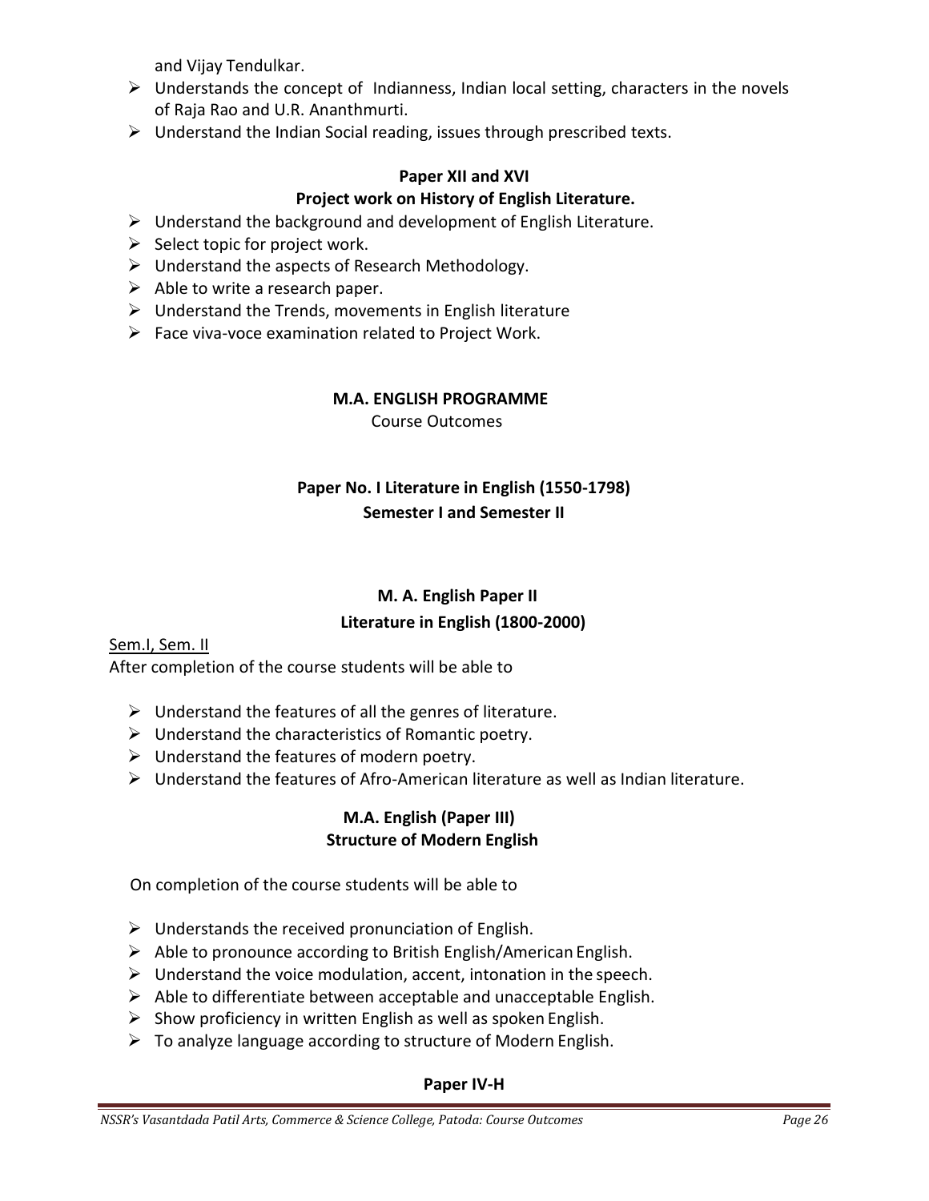and Vijay Tendulkar.

- Understands the concept of Indianness, Indian local setting, characters in the novels of Raja Rao and U.R. Ananthmurti.
- Understand the Indian Social reading, issues through prescribed texts.

**Paper XII and XVI**

**Project work on History of English Literature.**

- Understand the background and development of English Literature.
- Select topic for project work.
- Understand the aspects of Research Methodology.
- Able to write a research paper.
- Understand the Trends, movements in English literature
- Face viva-voce examination related to Project Work.

## M.A. ENGLISH PROGRAMME

Course Outcomes

### Paper No. I Literature in English (1550-1798)

### Semester I and Semester II

### M. A. English Paper II

### Literature in English (1800-2000)

Sem.I, Sem. II

After completion of the course students will be able to

- Understand the features of all the genres of literature.
- Understand the characteristics of Romantic poetry.
- Understand the features of modern poetry.
- Understand the features of Afro-American literature as well as Indian literature.

### M.A. English (Paper III)

### Structure of Modern English

On completion of the course students will be able to

- Understands the received pronunciation of English.
- Able to pronounce according to British English/American English.
- Understand the voice modulation, accent, intonation in the speech.
- Able to differentiate between acceptable and unacceptable English.
- Show proficiency in written English as well as spoken English.
- To analyze language according to structure of Modern English.

### Paper IV-H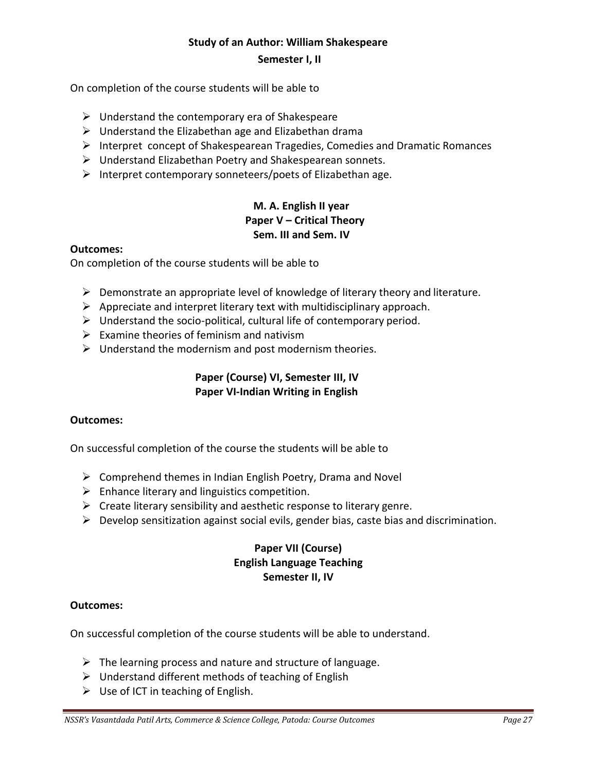## Study of an Author: William Shakespeare

### Semester I, II

On completion of the course students will be able to

- Understand the contemporary era of Shakespeare
- Understand the Elizabethan age and Elizabethan drama
- Interpret concept of Shakespearean Tragedies, Comedies and Dramatic Romances
- Understand Elizabethan Poetry and Shakespearean sonnets.
- Interpret contemporary sonneteers/poets of Elizabethan age.

## M. A. English II year

### Paper V – Critical Theory

### Sem. III and Sem. IV

**Outcomes:**

On completion of the course students will be able to

- Demonstrate an appropriate level of knowledge of literary theory and literature.
- Appreciate and interpret literary text with multidisciplinary approach.
- Understand the socio-political, cultural life of contemporary period.
- Examine theories of feminism and nativism
- Understand the modernism and post modernism theories.

## Paper (Course) VI, Semester III, IV

### Paper VI-Indian Writing in English

**Outcomes:**

On successful completion of the course the students will be able to

- Comprehend themes in Indian English Poetry, Drama and Novel
- Enhance literary and linguistics competition.
- Create literary sensibility and aesthetic response to literary genre.
- Develop sensitization against social evils, gender bias, caste bias and discrimination.

## Paper VII (Course)

### English Language Teaching

### Semester II, IV

**Outcomes:**

On successful completion of the course students will be able to understand.

- The learning process and nature and structure of language.
- Understand different methods of teaching of English
- Use of ICT in teaching of English.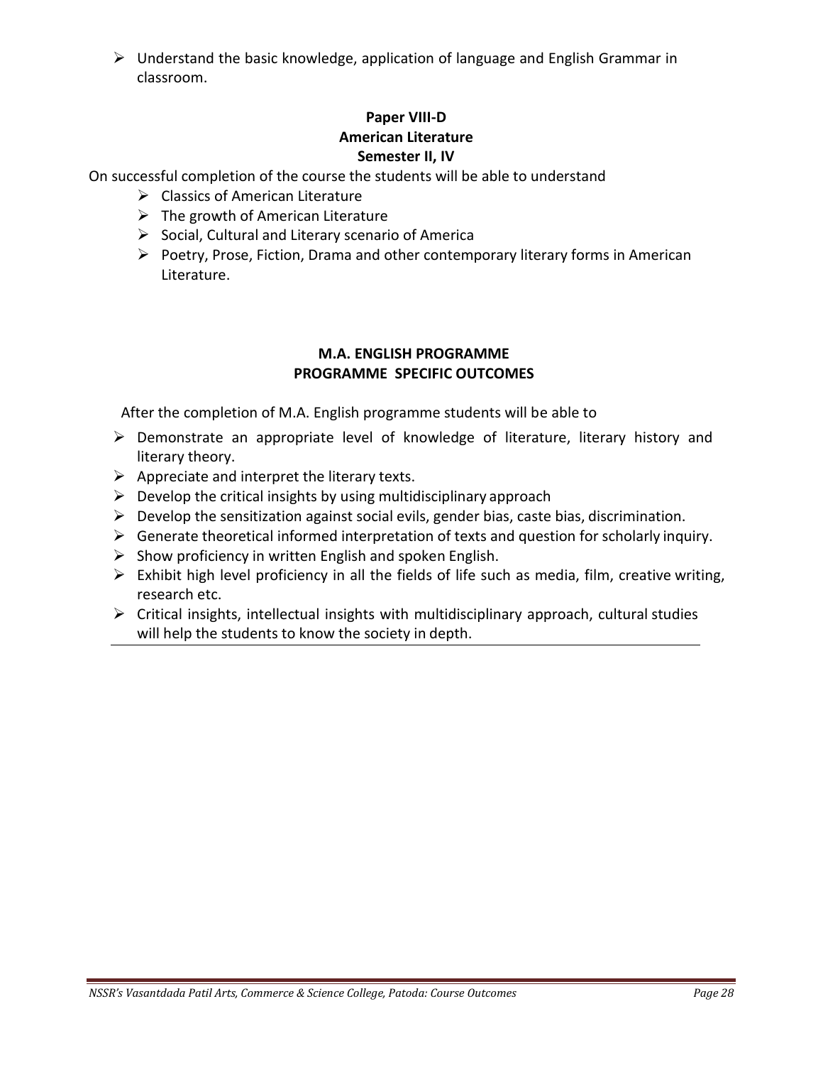- Understand the basic knowledge, application of language and English Grammar in classroom.

### Paper VIII-D
### American Literature
### Semester II, IV

On successful completion of the course the students will be able to understand

- Classics of American Literature
- The growth of American Literature
- Social, Cultural and Literary scenario of America
- Poetry, Prose, Fiction, Drama and other contemporary literary forms in American Literature.

## M.A. ENGLISH PROGRAMME
## PROGRAMME SPECIFIC OUTCOMES

After the completion of M.A. English programme students will be able to

- Demonstrate an appropriate level of knowledge of literature, literary history and literary theory.
- Appreciate and interpret the literary texts.
- Develop the critical insights by using multidisciplinary approach
- Develop the sensitization against social evils, gender bias, caste bias, discrimination.
- Generate theoretical informed interpretation of texts and question for scholarly inquiry.
- Show proficiency in written English and spoken English.
- Exhibit high level proficiency in all the fields of life such as media, film, creative writing, research etc.
- Critical insights, intellectual insights with multidisciplinary approach, cultural studies will help the students to know the society in depth.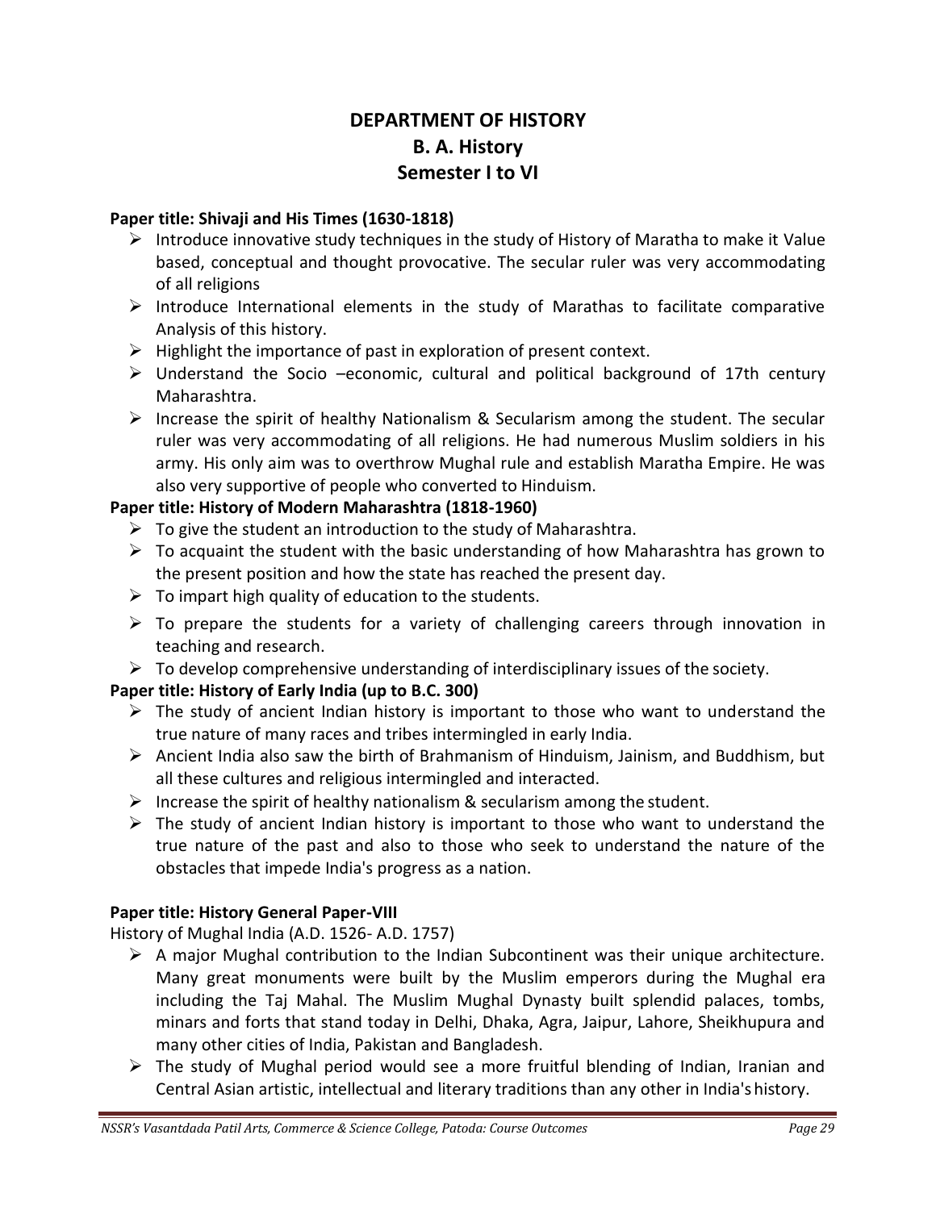# DEPARTMENT OF HISTORY
## B. A. History
## Semester I to VI

**Paper title: Shivaji and His Times (1630-1818)**

- Introduce innovative study techniques in the study of History of Maratha to make it Value based, conceptual and thought provocative. The secular ruler was very accommodating of all religions
- Introduce International elements in the study of Marathas to facilitate comparative Analysis of this history.
- Highlight the importance of past in exploration of present context.
- Understand the Socio –economic, cultural and political background of 17th century Maharashtra.
- Increase the spirit of healthy Nationalism & Secularism among the student. The secular ruler was very accommodating of all religions. He had numerous Muslim soldiers in his army. His only aim was to overthrow Mughal rule and establish Maratha Empire. He was also very supportive of people who converted to Hinduism.

**Paper title: History of Modern Maharashtra (1818-1960)**

- To give the student an introduction to the study of Maharashtra.
- To acquaint the student with the basic understanding of how Maharashtra has grown to the present position and how the state has reached the present day.
- To impart high quality of education to the students.
- To prepare the students for a variety of challenging careers through innovation in teaching and research.
- To develop comprehensive understanding of interdisciplinary issues of the society.

**Paper title: History of Early India (up to B.C. 300)**

- The study of ancient Indian history is important to those who want to understand the true nature of many races and tribes intermingled in early India.
- Ancient India also saw the birth of Brahmanism of Hinduism, Jainism, and Buddhism, but all these cultures and religious intermingled and interacted.
- Increase the spirit of healthy nationalism & secularism among the student.
- The study of ancient Indian history is important to those who want to understand the true nature of the past and also to those who seek to understand the nature of the obstacles that impede India's progress as a nation.

**Paper title: History General Paper-VIII**

History of Mughal India (A.D. 1526- A.D. 1757)

- A major Mughal contribution to the Indian Subcontinent was their unique architecture. Many great monuments were built by the Muslim emperors during the Mughal era including the Taj Mahal. The Muslim Mughal Dynasty built splendid palaces, tombs, minars and forts that stand today in Delhi, Dhaka, Agra, Jaipur, Lahore, Sheikhupura and many other cities of India, Pakistan and Bangladesh.
- The study of Mughal period would see a more fruitful blending of Indian, Iranian and Central Asian artistic, intellectual and literary traditions than any other in India's history.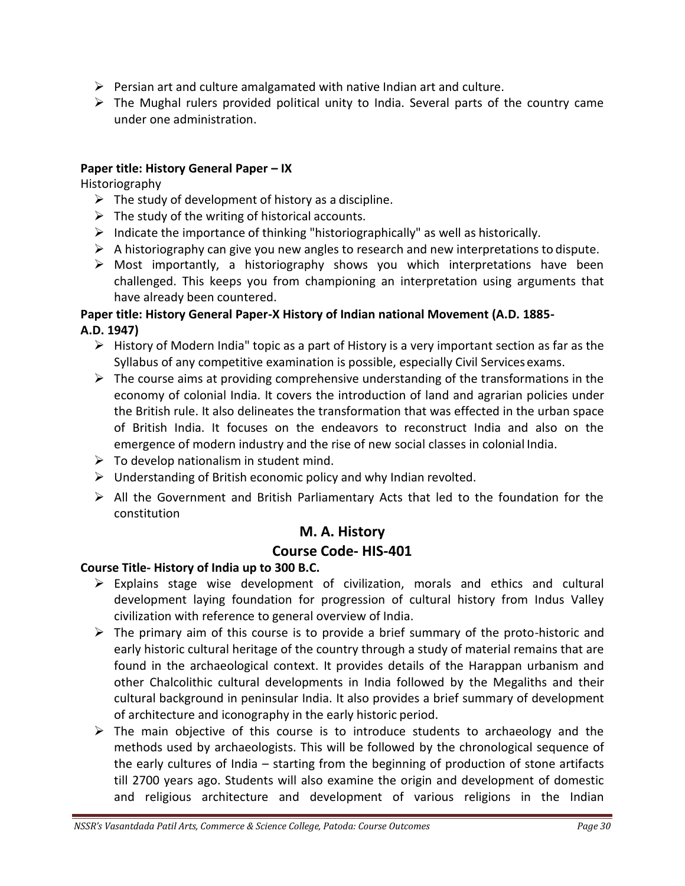- Persian art and culture amalgamated with native Indian art and culture.
- The Mughal rulers provided political unity to India. Several parts of the country came under one administration.

**Paper title: History General Paper – IX**

Historiography

- The study of development of history as a discipline.
- The study of the writing of historical accounts.
- Indicate the importance of thinking "historiographically" as well as historically.
- A historiography can give you new angles to research and new interpretations to dispute.
- Most importantly, a historiography shows you which interpretations have been challenged. This keeps you from championing an interpretation using arguments that have already been countered.

**Paper title: History General Paper-X History of Indian national Movement (A.D. 1885- A.D. 1947)**

- History of Modern India" topic as a part of History is a very important section as far as the Syllabus of any competitive examination is possible, especially Civil Services exams.
- The course aims at providing comprehensive understanding of the transformations in the economy of colonial India. It covers the introduction of land and agrarian policies under the British rule. It also delineates the transformation that was effected in the urban space of British India. It focuses on the endeavors to reconstruct India and also on the emergence of modern industry and the rise of new social classes in colonial India.
- To develop nationalism in student mind.
- Understanding of British economic policy and why Indian revolted.
- All the Government and British Parliamentary Acts that led to the foundation for the constitution

## M. A. History

## Course Code- HIS-401

**Course Title- History of India up to 300 B.C.**

- Explains stage wise development of civilization, morals and ethics and cultural development laying foundation for progression of cultural history from Indus Valley civilization with reference to general overview of India.
- The primary aim of this course is to provide a brief summary of the proto-historic and early historic cultural heritage of the country through a study of material remains that are found in the archaeological context. It provides details of the Harappan urbanism and other Chalcolithic cultural developments in India followed by the Megaliths and their cultural background in peninsular India. It also provides a brief summary of development of architecture and iconography in the early historic period.
- The main objective of this course is to introduce students to archaeology and the methods used by archaeologists. This will be followed by the chronological sequence of the early cultures of India – starting from the beginning of production of stone artifacts till 2700 years ago. Students will also examine the origin and development of domestic and religious architecture and development of various religions in the Indian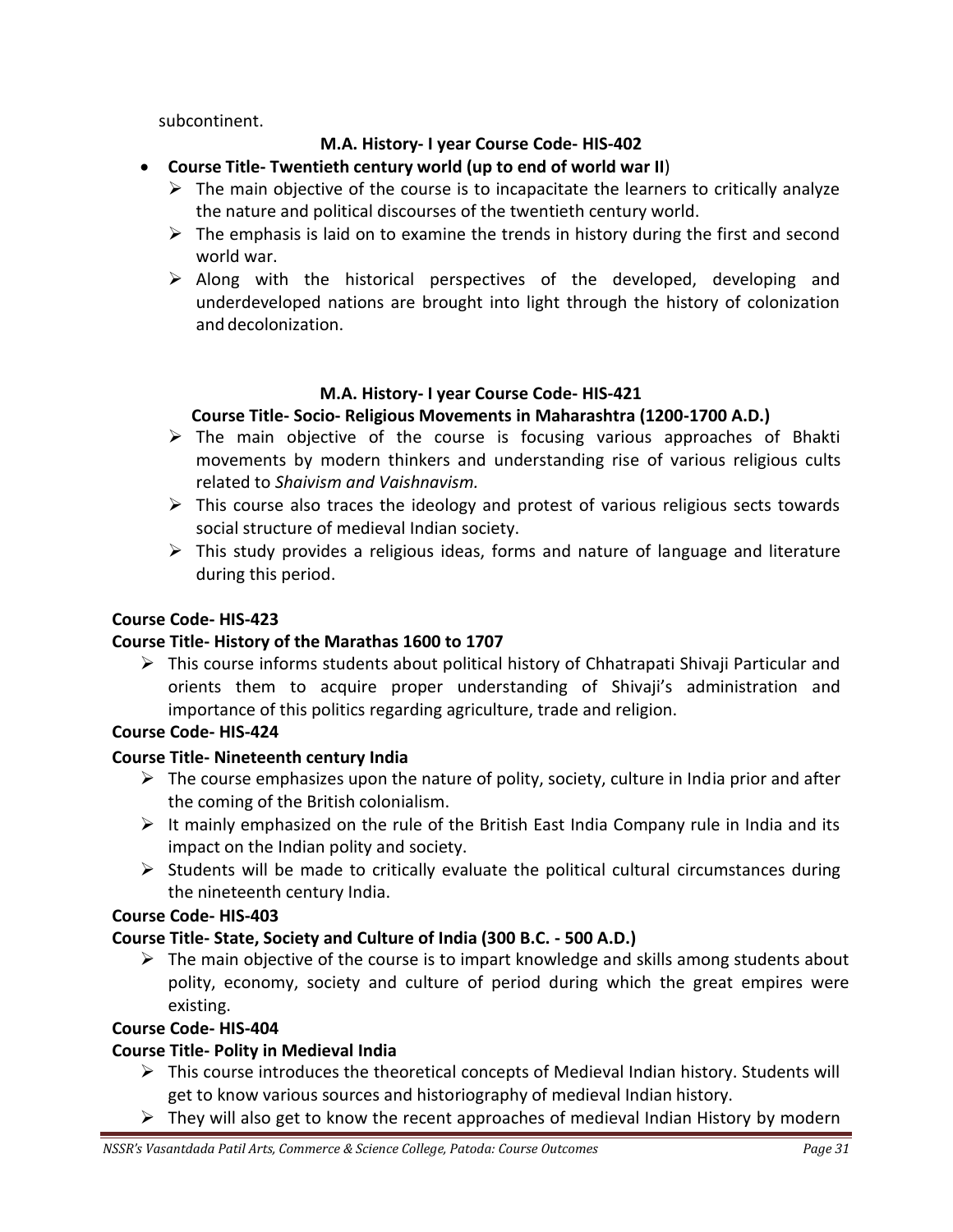subcontinent.

**M.A. History- I year Course Code- HIS-402**

- **Course Title- Twentieth century world (up to end of world war II**)
  - The main objective of the course is to incapacitate the learners to critically analyze the nature and political discourses of the twentieth century world.
  - The emphasis is laid on to examine the trends in history during the first and second world war.
  - Along with the historical perspectives of the developed, developing and underdeveloped nations are brought into light through the history of colonization and decolonization.

**M.A. History- I year Course Code- HIS-421**

**Course Title- Socio- Religious Movements in Maharashtra (1200-1700 A.D.)**

- The main objective of the course is focusing various approaches of Bhakti movements by modern thinkers and understanding rise of various religious cults related to *Shaivism and Vaishnavism.*
- This course also traces the ideology and protest of various religious sects towards social structure of medieval Indian society.
- This study provides a religious ideas, forms and nature of language and literature during this period.

**Course Code- HIS-423**

**Course Title- History of the Marathas 1600 to 1707**

- This course informs students about political history of Chhatrapati Shivaji Particular and orients them to acquire proper understanding of Shivaji's administration and importance of this politics regarding agriculture, trade and religion.

**Course Code- HIS-424**

**Course Title- Nineteenth century India**

- The course emphasizes upon the nature of polity, society, culture in India prior and after the coming of the British colonialism.
- It mainly emphasized on the rule of the British East India Company rule in India and its impact on the Indian polity and society.
- Students will be made to critically evaluate the political cultural circumstances during the nineteenth century India.

**Course Code- HIS-403**

**Course Title- State, Society and Culture of India (300 B.C. - 500 A.D.)**

- The main objective of the course is to impart knowledge and skills among students about polity, economy, society and culture of period during which the great empires were existing.

**Course Code- HIS-404**

**Course Title- Polity in Medieval India**

- This course introduces the theoretical concepts of Medieval Indian history. Students will get to know various sources and historiography of medieval Indian history.
- They will also get to know the recent approaches of medieval Indian History by modern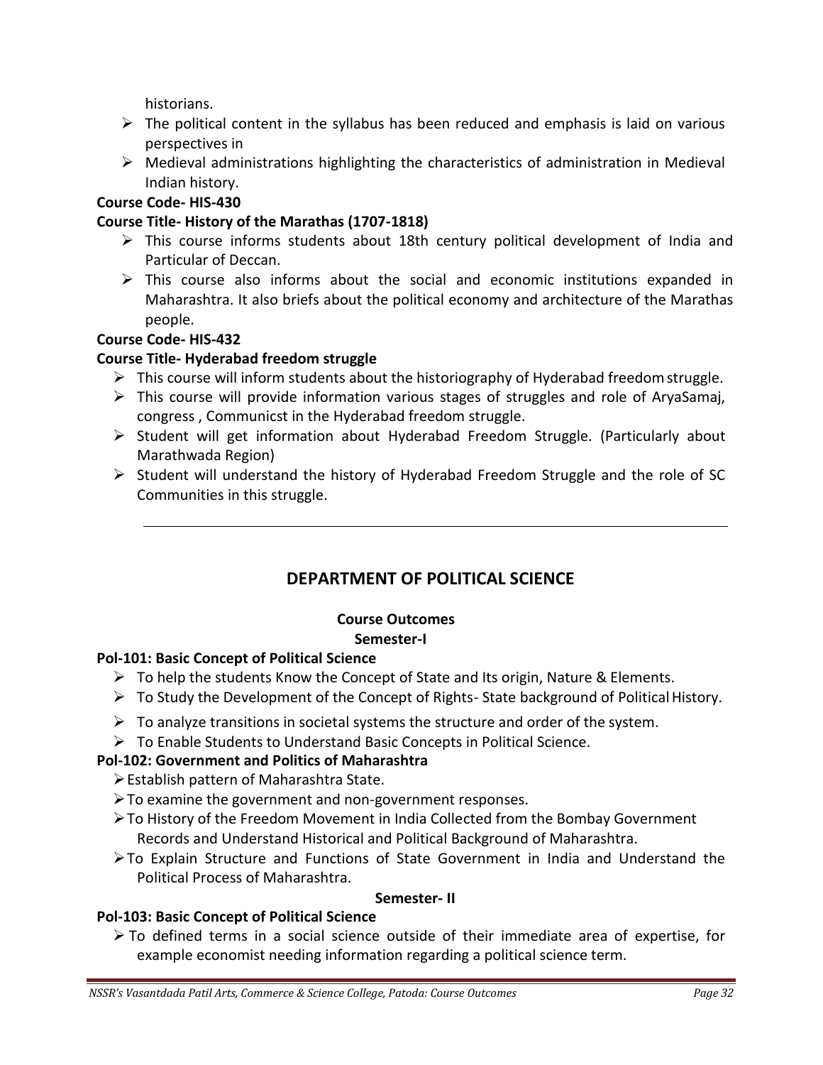historians.

- The political content in the syllabus has been reduced and emphasis is laid on various perspectives in
- Medieval administrations highlighting the characteristics of administration in Medieval Indian history.

**Course Code- HIS-430**

**Course Title- History of the Marathas (1707-1818)**

- This course informs students about 18th century political development of India and Particular of Deccan.
- This course also informs about the social and economic institutions expanded in Maharashtra. It also briefs about the political economy and architecture of the Marathas people.

**Course Code- HIS-432**

**Course Title- Hyderabad freedom struggle**

- This course will inform students about the historiography of Hyderabad freedom struggle.
- This course will provide information various stages of struggles and role of AryaSamaj, congress , Communicst in the Hyderabad freedom struggle.
- Student will get information about Hyderabad Freedom Struggle. (Particularly about Marathwada Region)
- Student will understand the history of Hyderabad Freedom Struggle and the role of SC Communities in this struggle.

---

## DEPARTMENT OF POLITICAL SCIENCE

**Course Outcomes**

**Semester-I**

**Pol-101: Basic Concept of Political Science**

- To help the students Know the Concept of State and Its origin, Nature & Elements.
- To Study the Development of the Concept of Rights- State background of Political History.
- To analyze transitions in societal systems the structure and order of the system.
- To Enable Students to Understand Basic Concepts in Political Science.

**Pol-102: Government and Politics of Maharashtra**

- Establish pattern of Maharashtra State.
- To examine the government and non-government responses.
- To History of the Freedom Movement in India Collected from the Bombay Government Records and Understand Historical and Political Background of Maharashtra.
- To Explain Structure and Functions of State Government in India and Understand the Political Process of Maharashtra.

**Semester- II**

**Pol-103: Basic Concept of Political Science**

- To defined terms in a social science outside of their immediate area of expertise, for example economist needing information regarding a political science term.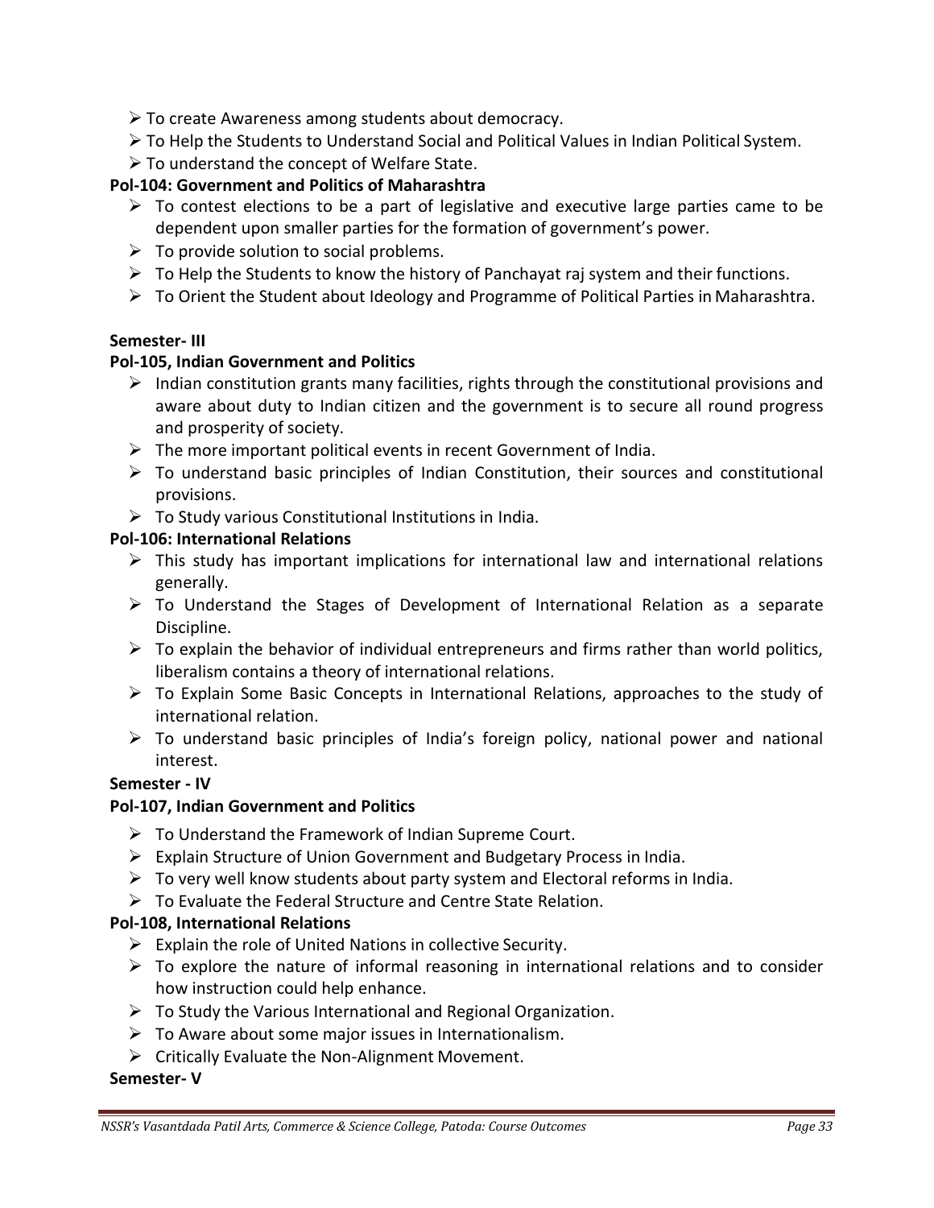- To create Awareness among students about democracy.
- To Help the Students to Understand Social and Political Values in Indian Political System.
- To understand the concept of Welfare State.

**Pol-104: Government and Politics of Maharashtra**

- To contest elections to be a part of legislative and executive large parties came to be dependent upon smaller parties for the formation of government's power.
- To provide solution to social problems.
- To Help the Students to know the history of Panchayat raj system and their functions.
- To Orient the Student about Ideology and Programme of Political Parties in Maharashtra.

**Semester- III**

**Pol-105, Indian Government and Politics**

- Indian constitution grants many facilities, rights through the constitutional provisions and aware about duty to Indian citizen and the government is to secure all round progress and prosperity of society.
- The more important political events in recent Government of India.
- To understand basic principles of Indian Constitution, their sources and constitutional provisions.
- To Study various Constitutional Institutions in India.

**Pol-106: International Relations**

- This study has important implications for international law and international relations generally.
- To Understand the Stages of Development of International Relation as a separate Discipline.
- To explain the behavior of individual entrepreneurs and firms rather than world politics, liberalism contains a theory of international relations.
- To Explain Some Basic Concepts in International Relations, approaches to the study of international relation.
- To understand basic principles of India's foreign policy, national power and national interest.

**Semester - IV**

**Pol-107, Indian Government and Politics**

- To Understand the Framework of Indian Supreme Court.
- Explain Structure of Union Government and Budgetary Process in India.
- To very well know students about party system and Electoral reforms in India.
- To Evaluate the Federal Structure and Centre State Relation.

**Pol-108, International Relations**

- Explain the role of United Nations in collective Security.
- To explore the nature of informal reasoning in international relations and to consider how instruction could help enhance.
- To Study the Various International and Regional Organization.
- To Aware about some major issues in Internationalism.
- Critically Evaluate the Non-Alignment Movement.

**Semester- V**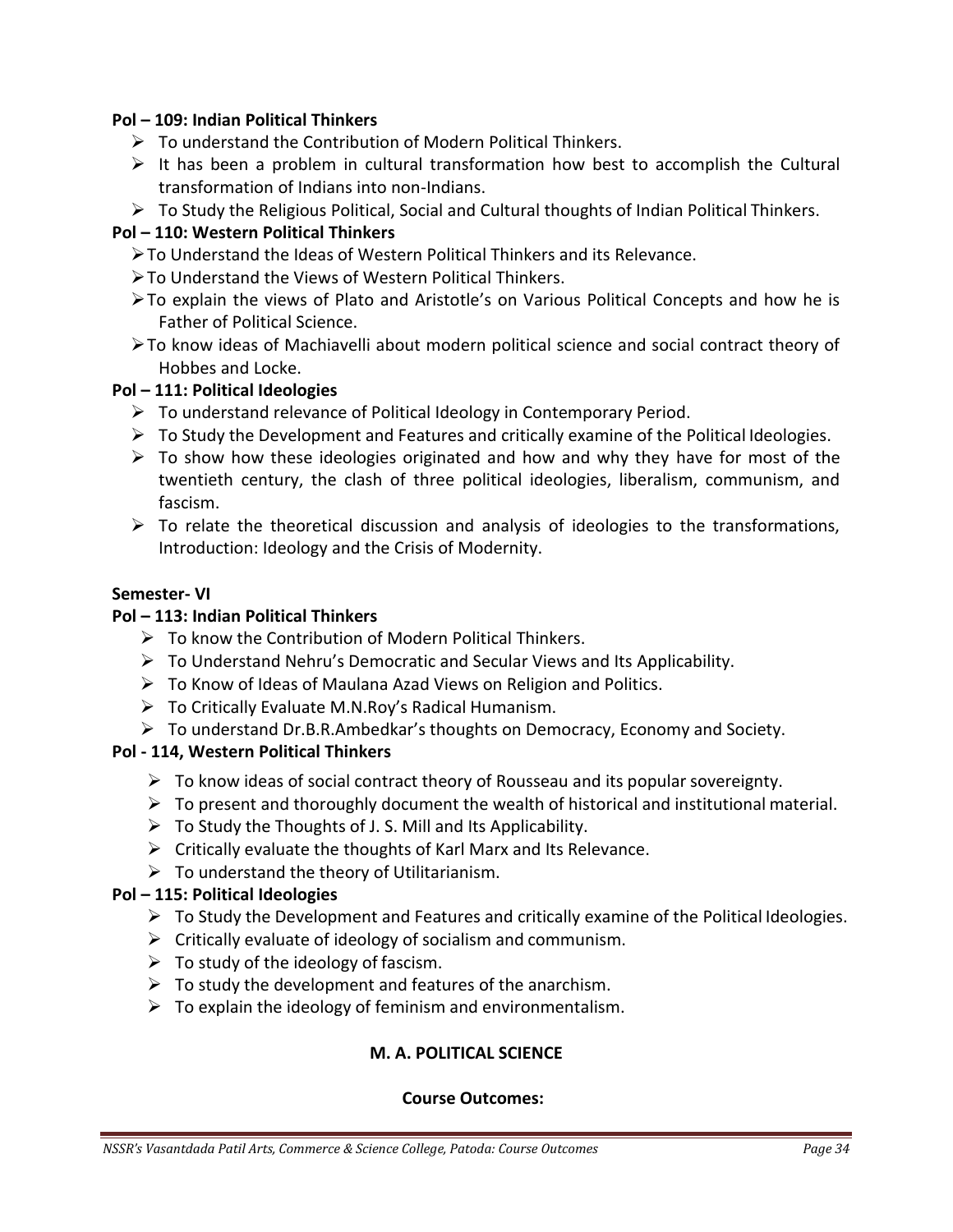**Pol – 109: Indian Political Thinkers**

- To understand the Contribution of Modern Political Thinkers.
- It has been a problem in cultural transformation how best to accomplish the Cultural transformation of Indians into non-Indians.
- To Study the Religious Political, Social and Cultural thoughts of Indian Political Thinkers.

**Pol – 110: Western Political Thinkers**

- To Understand the Ideas of Western Political Thinkers and its Relevance.
- To Understand the Views of Western Political Thinkers.
- To explain the views of Plato and Aristotle's on Various Political Concepts and how he is Father of Political Science.
- To know ideas of Machiavelli about modern political science and social contract theory of Hobbes and Locke.

**Pol – 111: Political Ideologies**

- To understand relevance of Political Ideology in Contemporary Period.
- To Study the Development and Features and critically examine of the Political Ideologies.
- To show how these ideologies originated and how and why they have for most of the twentieth century, the clash of three political ideologies, liberalism, communism, and fascism.
- To relate the theoretical discussion and analysis of ideologies to the transformations, Introduction: Ideology and the Crisis of Modernity.

**Semester- VI**

**Pol – 113: Indian Political Thinkers**

- To know the Contribution of Modern Political Thinkers.
- To Understand Nehru's Democratic and Secular Views and Its Applicability.
- To Know of Ideas of Maulana Azad Views on Religion and Politics.
- To Critically Evaluate M.N.Roy's Radical Humanism.
- To understand Dr.B.R.Ambedkar's thoughts on Democracy, Economy and Society.

**Pol - 114, Western Political Thinkers**

- To know ideas of social contract theory of Rousseau and its popular sovereignty.
- To present and thoroughly document the wealth of historical and institutional material.
- To Study the Thoughts of J. S. Mill and Its Applicability.
- Critically evaluate the thoughts of Karl Marx and Its Relevance.
- To understand the theory of Utilitarianism.

**Pol – 115: Political Ideologies**

- To Study the Development and Features and critically examine of the Political Ideologies.
- Critically evaluate of ideology of socialism and communism.
- To study of the ideology of fascism.
- To study the development and features of the anarchism.
- To explain the ideology of feminism and environmentalism.

**M. A. POLITICAL SCIENCE**

**Course Outcomes:**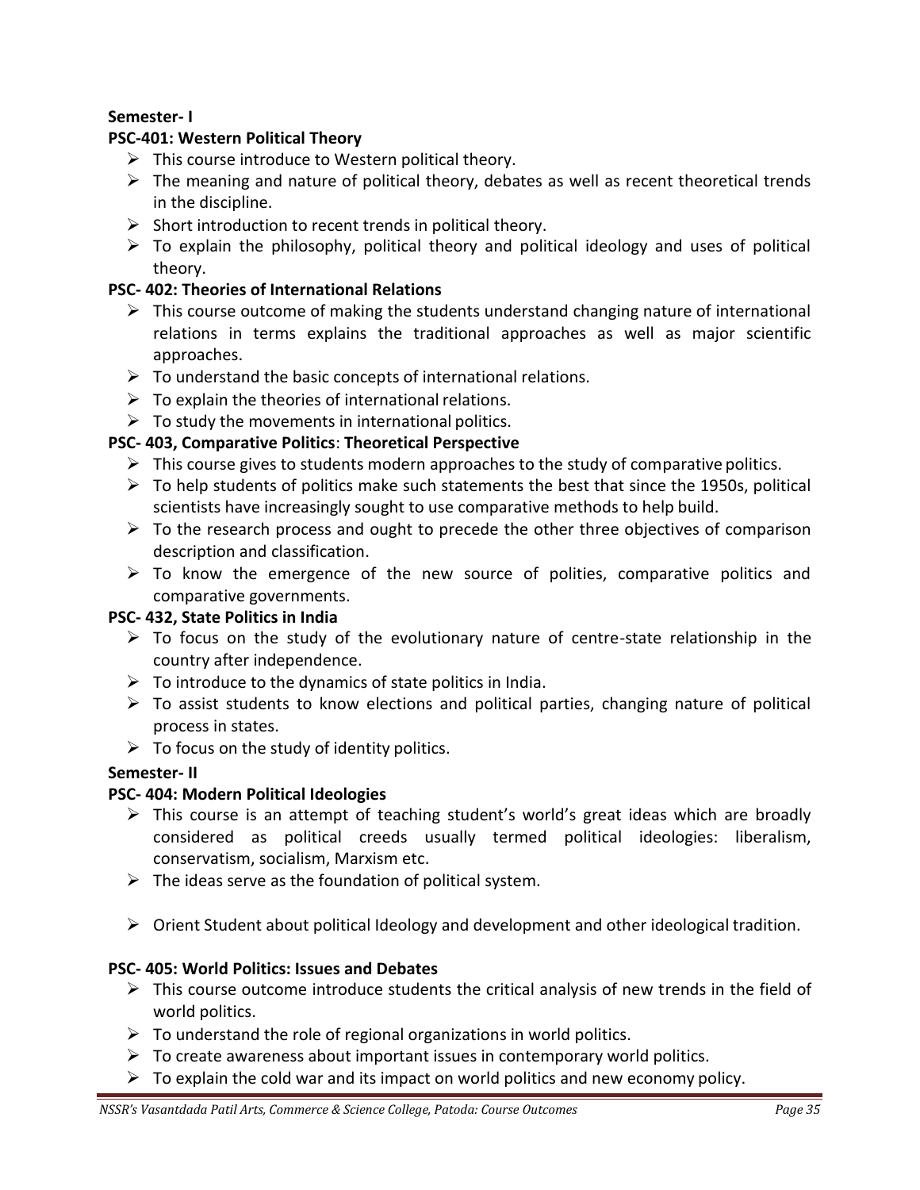**Semester- I**

**PSC-401: Western Political Theory**

- This course introduce to Western political theory.
- The meaning and nature of political theory, debates as well as recent theoretical trends in the discipline.
- Short introduction to recent trends in political theory.
- To explain the philosophy, political theory and political ideology and uses of political theory.

**PSC- 402: Theories of International Relations**

- This course outcome of making the students understand changing nature of international relations in terms explains the traditional approaches as well as major scientific approaches.
- To understand the basic concepts of international relations.
- To explain the theories of international relations.
- To study the movements in international politics.

**PSC- 403, Comparative Politics**: **Theoretical Perspective**

- This course gives to students modern approaches to the study of comparative politics.
- To help students of politics make such statements the best that since the 1950s, political scientists have increasingly sought to use comparative methods to help build.
- To the research process and ought to precede the other three objectives of comparison description and classification.
- To know the emergence of the new source of polities, comparative politics and comparative governments.

**PSC- 432, State Politics in India**

- To focus on the study of the evolutionary nature of centre-state relationship in the country after independence.
- To introduce to the dynamics of state politics in India.
- To assist students to know elections and political parties, changing nature of political process in states.
- To focus on the study of identity politics.

**Semester- II**

**PSC- 404: Modern Political Ideologies**

- This course is an attempt of teaching student's world's great ideas which are broadly considered as political creeds usually termed political ideologies: liberalism, conservatism, socialism, Marxism etc.
- The ideas serve as the foundation of political system.
- Orient Student about political Ideology and development and other ideological tradition.

**PSC- 405: World Politics: Issues and Debates**

- This course outcome introduce students the critical analysis of new trends in the field of world politics.
- To understand the role of regional organizations in world politics.
- To create awareness about important issues in contemporary world politics.
- To explain the cold war and its impact on world politics and new economy policy.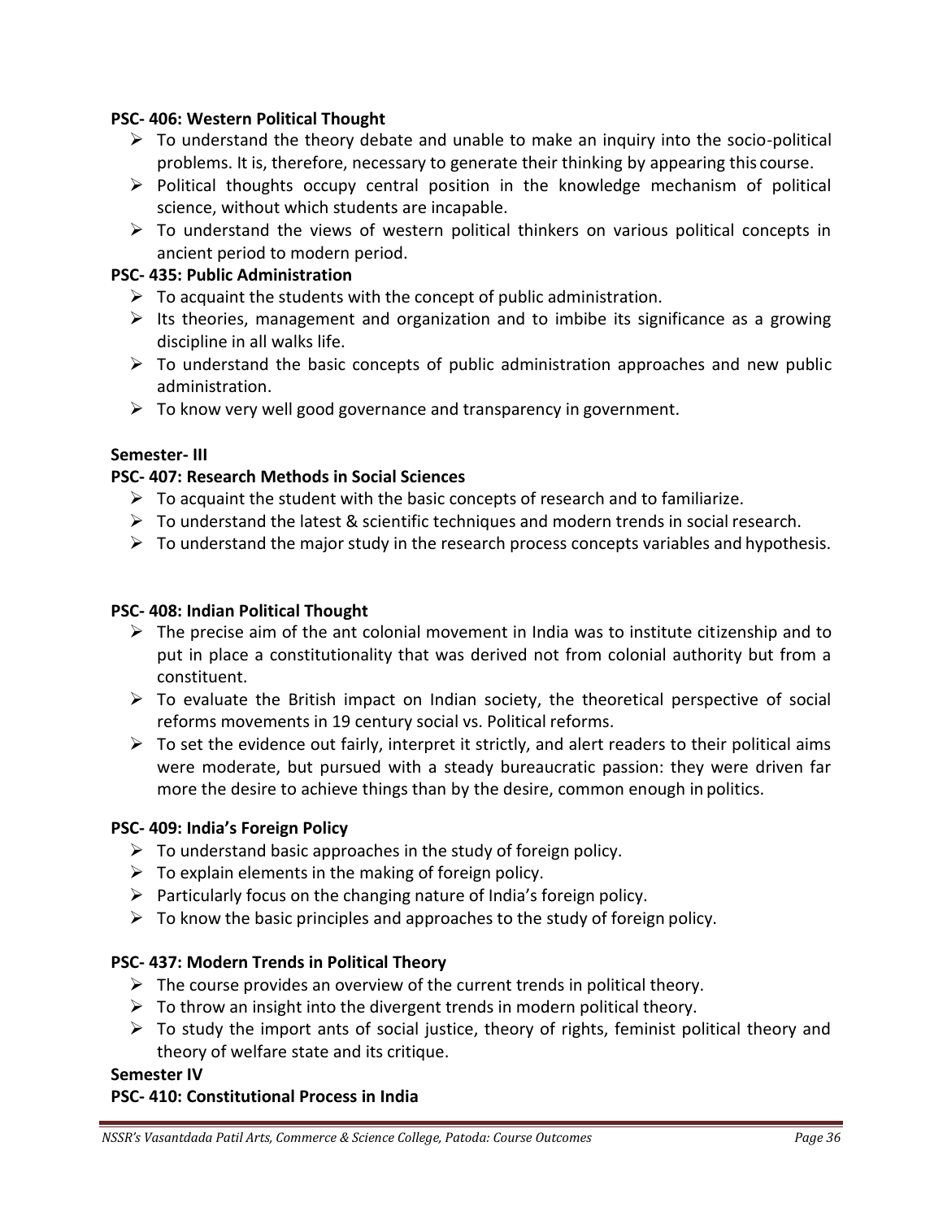**PSC- 406: Western Political Thought**

- To understand the theory debate and unable to make an inquiry into the socio-political problems. It is, therefore, necessary to generate their thinking by appearing this course.
- Political thoughts occupy central position in the knowledge mechanism of political science, without which students are incapable.
- To understand the views of western political thinkers on various political concepts in ancient period to modern period.

**PSC- 435: Public Administration**

- To acquaint the students with the concept of public administration.
- Its theories, management and organization and to imbibe its significance as a growing discipline in all walks life.
- To understand the basic concepts of public administration approaches and new public administration.
- To know very well good governance and transparency in government.

**Semester- III**

**PSC- 407: Research Methods in Social Sciences**

- To acquaint the student with the basic concepts of research and to familiarize.
- To understand the latest & scientific techniques and modern trends in social research.
- To understand the major study in the research process concepts variables and hypothesis.

**PSC- 408: Indian Political Thought**

- The precise aim of the ant colonial movement in India was to institute citizenship and to put in place a constitutionality that was derived not from colonial authority but from a constituent.
- To evaluate the British impact on Indian society, the theoretical perspective of social reforms movements in 19 century social vs. Political reforms.
- To set the evidence out fairly, interpret it strictly, and alert readers to their political aims were moderate, but pursued with a steady bureaucratic passion: they were driven far more the desire to achieve things than by the desire, common enough in politics.

**PSC- 409: India's Foreign Policy**

- To understand basic approaches in the study of foreign policy.
- To explain elements in the making of foreign policy.
- Particularly focus on the changing nature of India's foreign policy.
- To know the basic principles and approaches to the study of foreign policy.

**PSC- 437: Modern Trends in Political Theory**

- The course provides an overview of the current trends in political theory.
- To throw an insight into the divergent trends in modern political theory.
- To study the import ants of social justice, theory of rights, feminist political theory and theory of welfare state and its critique.

**Semester IV**

**PSC- 410: Constitutional Process in India**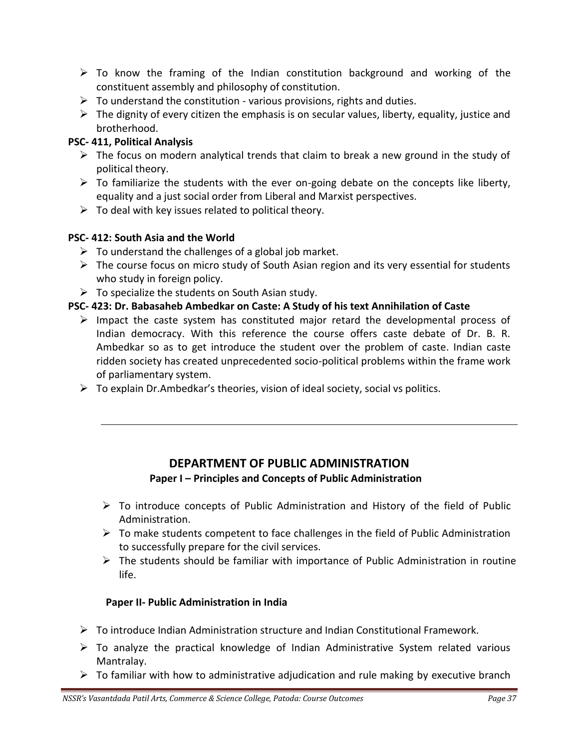- To know the framing of the Indian constitution background and working of the constituent assembly and philosophy of constitution.
- To understand the constitution - various provisions, rights and duties.
- The dignity of every citizen the emphasis is on secular values, liberty, equality, justice and brotherhood.

**PSC- 411, Political Analysis**

- The focus on modern analytical trends that claim to break a new ground in the study of political theory.
- To familiarize the students with the ever on-going debate on the concepts like liberty, equality and a just social order from Liberal and Marxist perspectives.
- To deal with key issues related to political theory.

**PSC- 412: South Asia and the World**

- To understand the challenges of a global job market.
- The course focus on micro study of South Asian region and its very essential for students who study in foreign policy.
- To specialize the students on South Asian study.

**PSC- 423: Dr. Babasaheb Ambedkar on Caste: A Study of his text Annihilation of Caste**

- Impact the caste system has constituted major retard the developmental process of Indian democracy. With this reference the course offers caste debate of Dr. B. R. Ambedkar so as to get introduce the student over the problem of caste. Indian caste ridden society has created unprecedented socio-political problems within the frame work of parliamentary system.
- To explain Dr.Ambedkar's theories, vision of ideal society, social vs politics.

---

## DEPARTMENT OF PUBLIC ADMINISTRATION

**Paper I – Principles and Concepts of Public Administration**

- To introduce concepts of Public Administration and History of the field of Public Administration.
- To make students competent to face challenges in the field of Public Administration to successfully prepare for the civil services.
- The students should be familiar with importance of Public Administration in routine life.

**Paper II- Public Administration in India**

- To introduce Indian Administration structure and Indian Constitutional Framework.
- To analyze the practical knowledge of Indian Administrative System related various Mantralay.
- To familiar with how to administrative adjudication and rule making by executive branch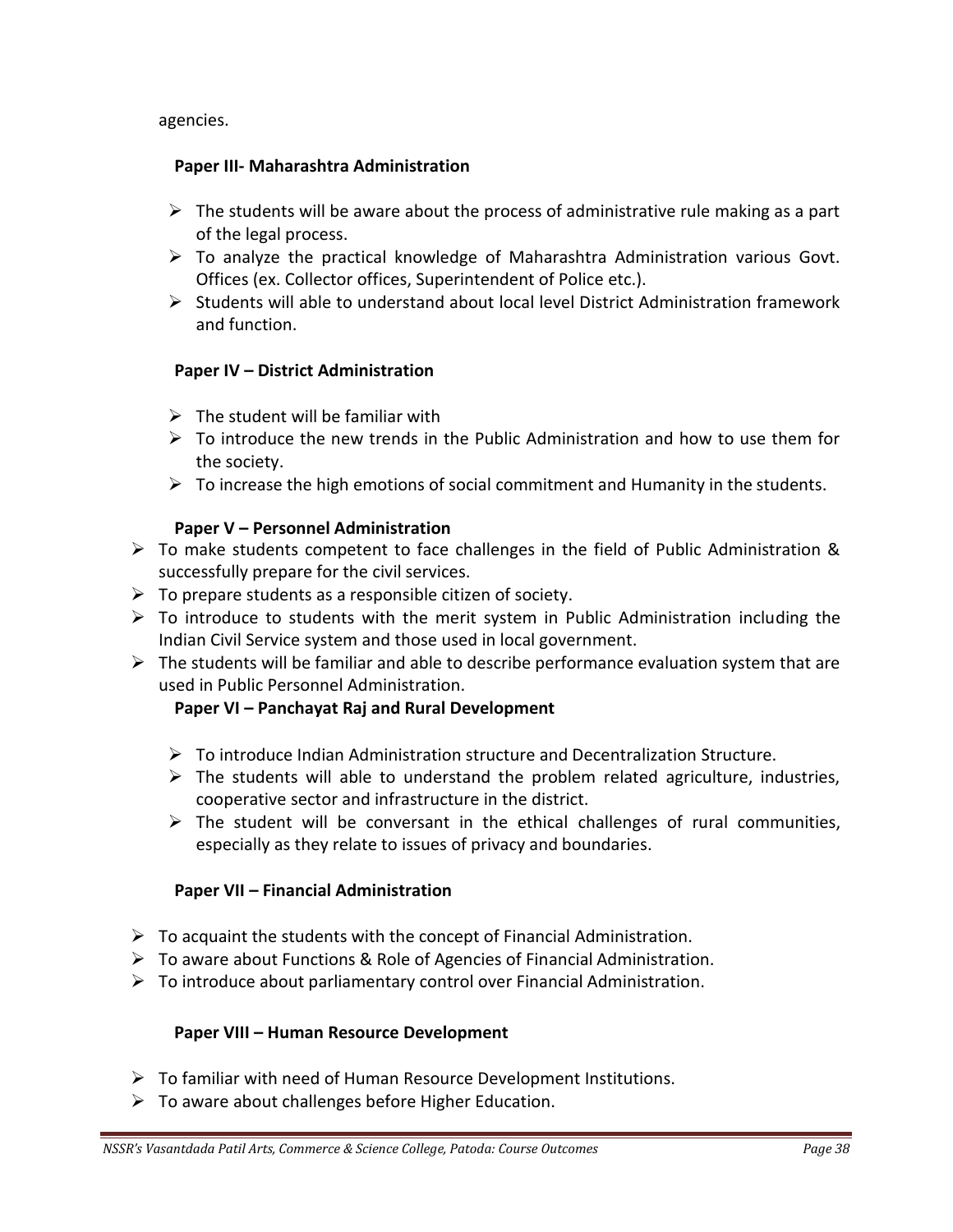agencies.

**Paper III- Maharashtra Administration**

- The students will be aware about the process of administrative rule making as a part of the legal process.
- To analyze the practical knowledge of Maharashtra Administration various Govt. Offices (ex. Collector offices, Superintendent of Police etc.).
- Students will able to understand about local level District Administration framework and function.

**Paper IV – District Administration**

- The student will be familiar with
- To introduce the new trends in the Public Administration and how to use them for the society.
- To increase the high emotions of social commitment and Humanity in the students.

**Paper V – Personnel Administration**

- To make students competent to face challenges in the field of Public Administration & successfully prepare for the civil services.
- To prepare students as a responsible citizen of society.
- To introduce to students with the merit system in Public Administration including the Indian Civil Service system and those used in local government.
- The students will be familiar and able to describe performance evaluation system that are used in Public Personnel Administration.

**Paper VI – Panchayat Raj and Rural Development**

- To introduce Indian Administration structure and Decentralization Structure.
- The students will able to understand the problem related agriculture, industries, cooperative sector and infrastructure in the district.
- The student will be conversant in the ethical challenges of rural communities, especially as they relate to issues of privacy and boundaries.

**Paper VII – Financial Administration**

- To acquaint the students with the concept of Financial Administration.
- To aware about Functions & Role of Agencies of Financial Administration.
- To introduce about parliamentary control over Financial Administration.

**Paper VIII – Human Resource Development**

- To familiar with need of Human Resource Development Institutions.
- To aware about challenges before Higher Education.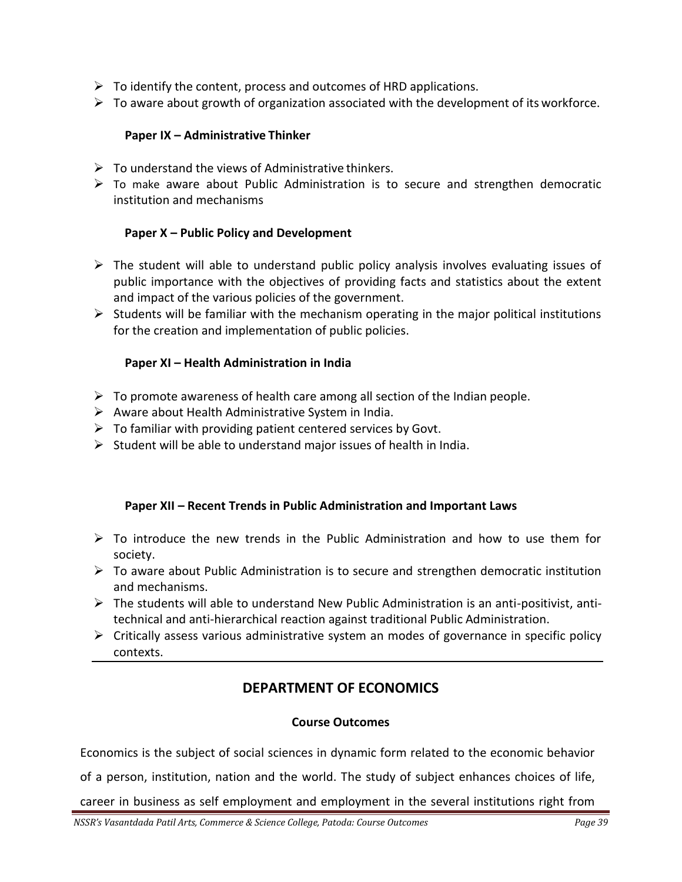- To identify the content, process and outcomes of HRD applications.
- To aware about growth of organization associated with the development of its workforce.

**Paper IX – Administrative Thinker**

- To understand the views of Administrative thinkers.
- To make aware about Public Administration is to secure and strengthen democratic institution and mechanisms

**Paper X – Public Policy and Development**

- The student will able to understand public policy analysis involves evaluating issues of public importance with the objectives of providing facts and statistics about the extent and impact of the various policies of the government.
- Students will be familiar with the mechanism operating in the major political institutions for the creation and implementation of public policies.

**Paper XI – Health Administration in India**

- To promote awareness of health care among all section of the Indian people.
- Aware about Health Administrative System in India.
- To familiar with providing patient centered services by Govt.
- Student will be able to understand major issues of health in India.

**Paper XII – Recent Trends in Public Administration and Important Laws**

- To introduce the new trends in the Public Administration and how to use them for society.
- To aware about Public Administration is to secure and strengthen democratic institution and mechanisms.
- The students will able to understand New Public Administration is an anti-positivist, anti-technical and anti-hierarchical reaction against traditional Public Administration.
- Critically assess various administrative system an modes of governance in specific policy contexts.

---

## DEPARTMENT OF ECONOMICS

### Course Outcomes

Economics is the subject of social sciences in dynamic form related to the economic behavior of a person, institution, nation and the world. The study of subject enhances choices of life, career in business as self employment and employment in the several institutions right from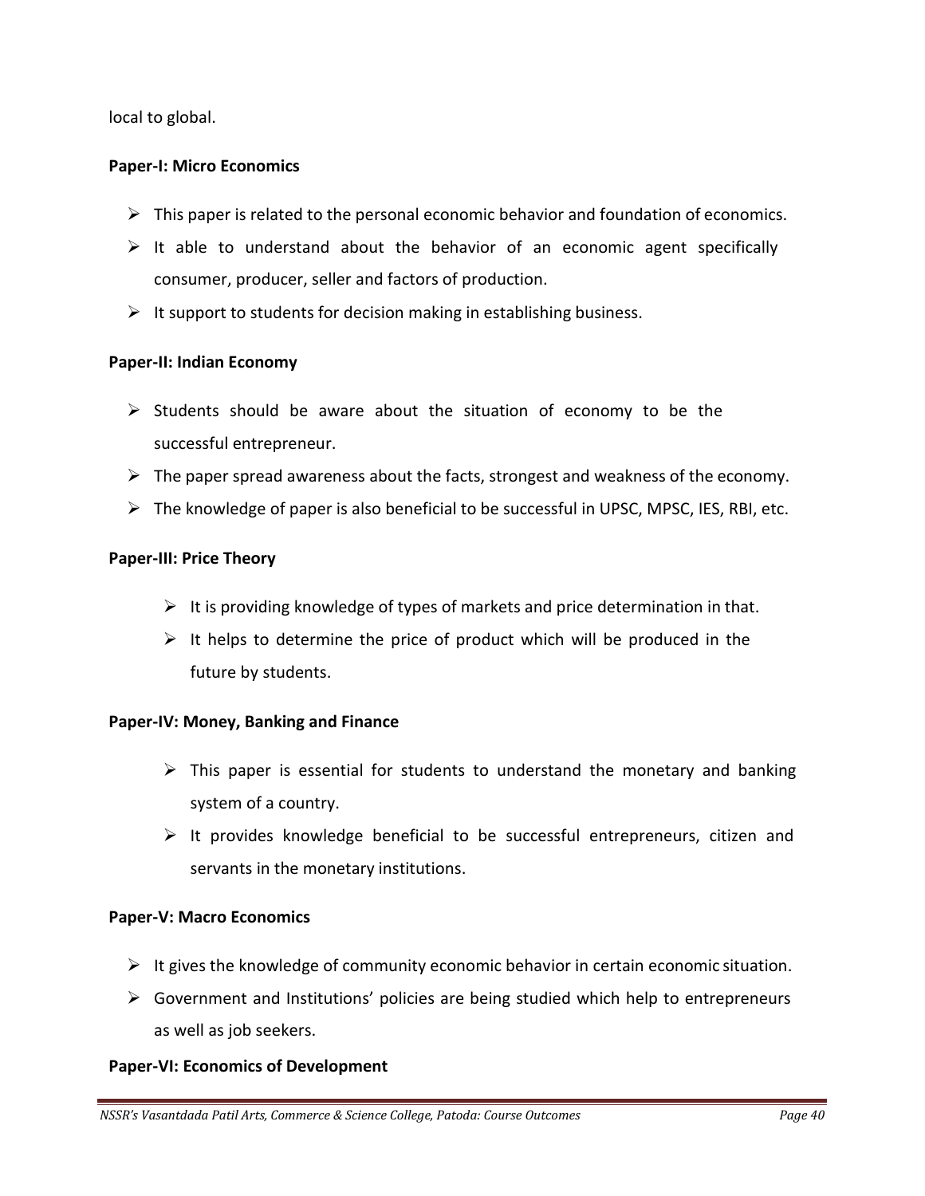local to global.

**Paper-I: Micro Economics**

- This paper is related to the personal economic behavior and foundation of economics.
- It able to understand about the behavior of an economic agent specifically consumer, producer, seller and factors of production.
- It support to students for decision making in establishing business.

**Paper-II: Indian Economy**

- Students should be aware about the situation of economy to be the successful entrepreneur.
- The paper spread awareness about the facts, strongest and weakness of the economy.
- The knowledge of paper is also beneficial to be successful in UPSC, MPSC, IES, RBI, etc.

**Paper-III: Price Theory**

- It is providing knowledge of types of markets and price determination in that.
- It helps to determine the price of product which will be produced in the future by students.

**Paper-IV: Money, Banking and Finance**

- This paper is essential for students to understand the monetary and banking system of a country.
- It provides knowledge beneficial to be successful entrepreneurs, citizen and servants in the monetary institutions.

**Paper-V: Macro Economics**

- It gives the knowledge of community economic behavior in certain economic situation.
- Government and Institutions' policies are being studied which help to entrepreneurs as well as job seekers.

**Paper-VI: Economics of Development**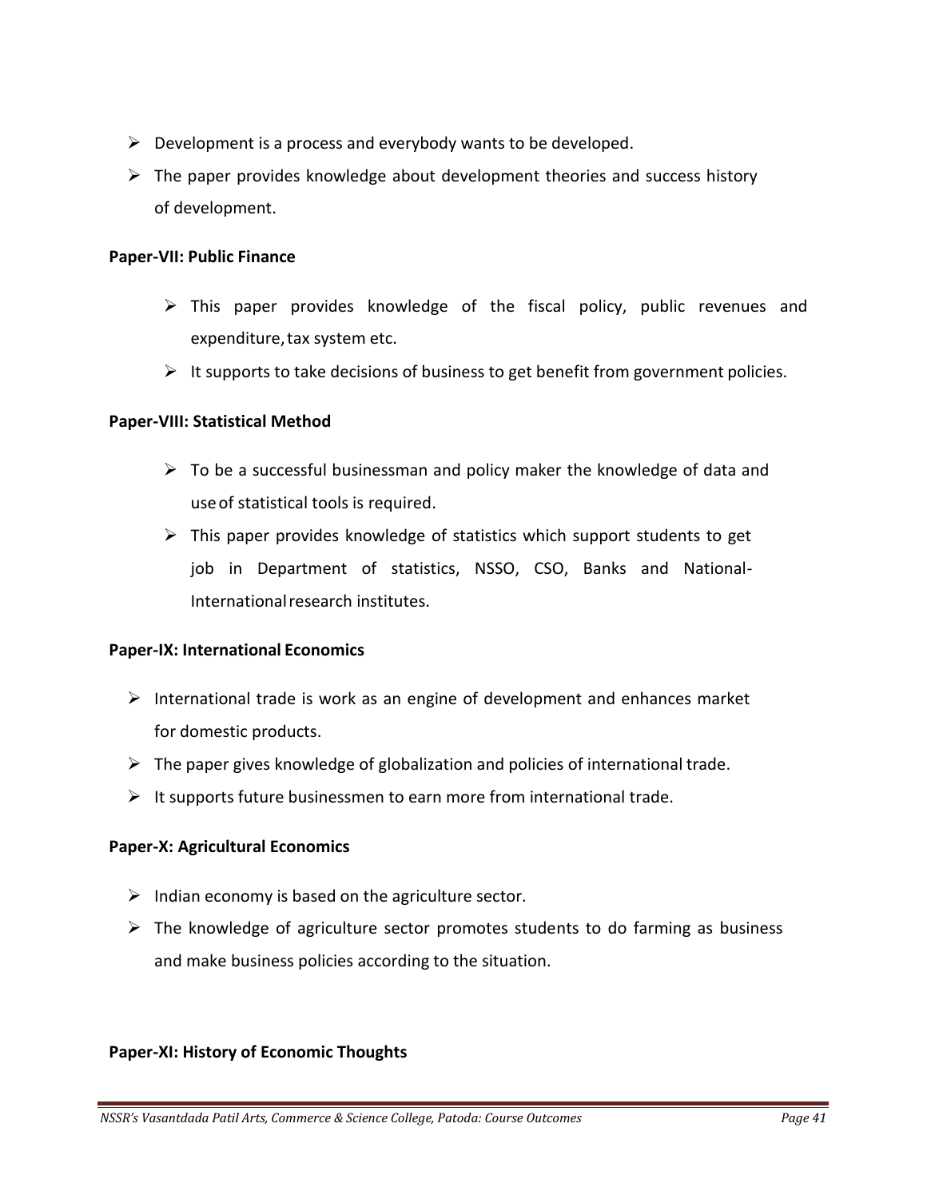- Development is a process and everybody wants to be developed.
- The paper provides knowledge about development theories and success history of development.

**Paper-VII: Public Finance**

- This paper provides knowledge of the fiscal policy, public revenues and expenditure, tax system etc.
- It supports to take decisions of business to get benefit from government policies.

**Paper-VIII: Statistical Method**

- To be a successful businessman and policy maker the knowledge of data and use of statistical tools is required.
- This paper provides knowledge of statistics which support students to get job in Department of statistics, NSSO, CSO, Banks and National-International research institutes.

**Paper-IX: International Economics**

- International trade is work as an engine of development and enhances market for domestic products.
- The paper gives knowledge of globalization and policies of international trade.
- It supports future businessmen to earn more from international trade.

**Paper-X: Agricultural Economics**

- Indian economy is based on the agriculture sector.
- The knowledge of agriculture sector promotes students to do farming as business and make business policies according to the situation.

**Paper-XI: History of Economic Thoughts**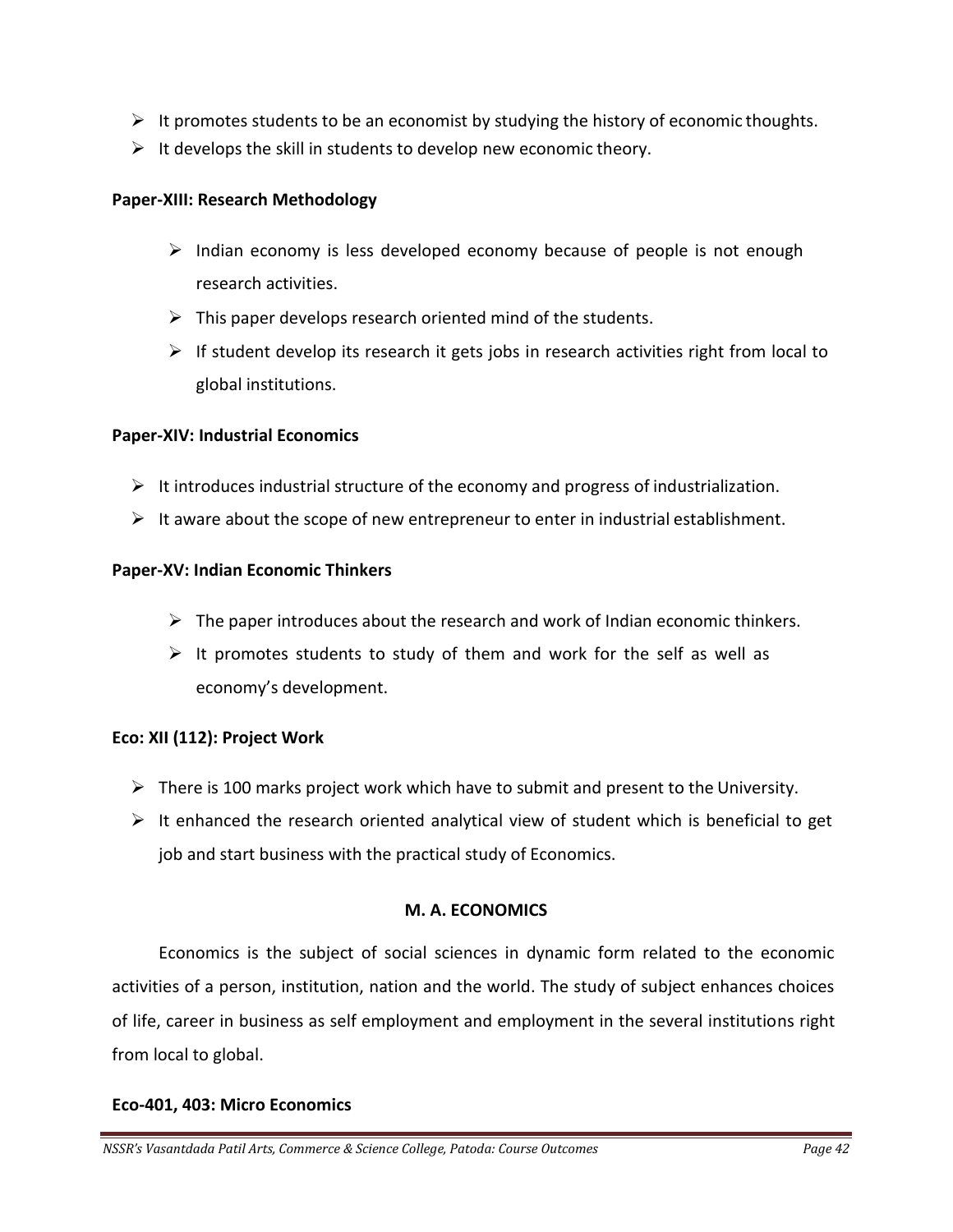- It promotes students to be an economist by studying the history of economic thoughts.
- It develops the skill in students to develop new economic theory.

**Paper-XIII: Research Methodology**

- Indian economy is less developed economy because of people is not enough research activities.
- This paper develops research oriented mind of the students.
- If student develop its research it gets jobs in research activities right from local to global institutions.

**Paper-XIV: Industrial Economics**

- It introduces industrial structure of the economy and progress of industrialization.
- It aware about the scope of new entrepreneur to enter in industrial establishment.

**Paper-XV: Indian Economic Thinkers**

- The paper introduces about the research and work of Indian economic thinkers.
- It promotes students to study of them and work for the self as well as economy's development.

**Eco: XII (112): Project Work**

- There is 100 marks project work which have to submit and present to the University.
- It enhanced the research oriented analytical view of student which is beneficial to get job and start business with the practical study of Economics.

## M. A. ECONOMICS

Economics is the subject of social sciences in dynamic form related to the economic activities of a person, institution, nation and the world. The study of subject enhances choices of life, career in business as self employment and employment in the several institutions right from local to global.

**Eco-401, 403: Micro Economics**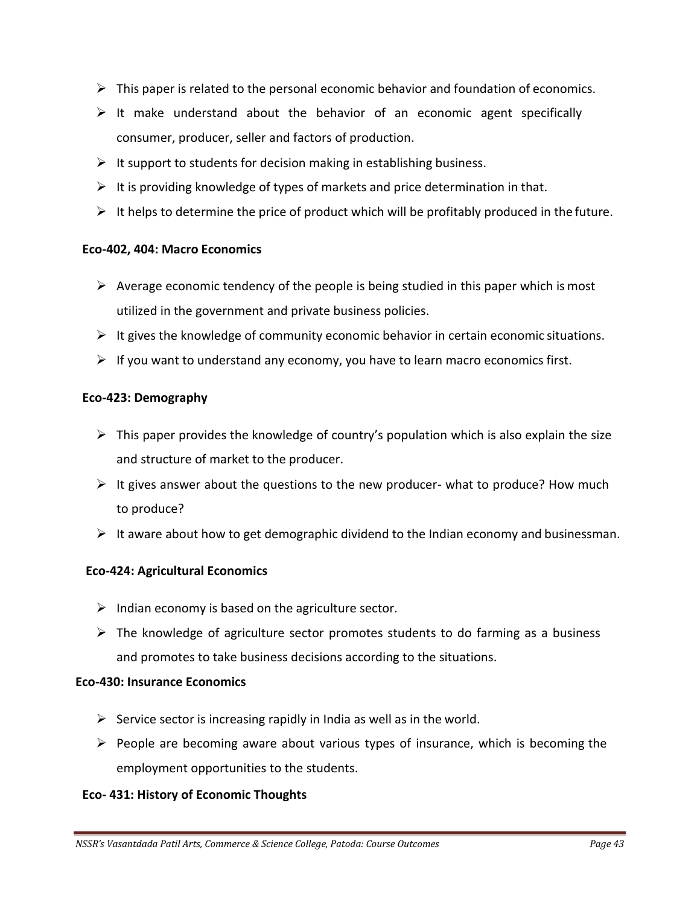- This paper is related to the personal economic behavior and foundation of economics.
- It make understand about the behavior of an economic agent specifically consumer, producer, seller and factors of production.
- It support to students for decision making in establishing business.
- It is providing knowledge of types of markets and price determination in that.
- It helps to determine the price of product which will be profitably produced in the future.

**Eco-402, 404: Macro Economics**

- Average economic tendency of the people is being studied in this paper which is most utilized in the government and private business policies.
- It gives the knowledge of community economic behavior in certain economic situations.
- If you want to understand any economy, you have to learn macro economics first.

**Eco-423: Demography**

- This paper provides the knowledge of country's population which is also explain the size and structure of market to the producer.
- It gives answer about the questions to the new producer- what to produce? How much to produce?
- It aware about how to get demographic dividend to the Indian economy and businessman.

**Eco-424: Agricultural Economics**

- Indian economy is based on the agriculture sector.
- The knowledge of agriculture sector promotes students to do farming as a business and promotes to take business decisions according to the situations.

**Eco-430: Insurance Economics**

- Service sector is increasing rapidly in India as well as in the world.
- People are becoming aware about various types of insurance, which is becoming the employment opportunities to the students.

**Eco- 431: History of Economic Thoughts**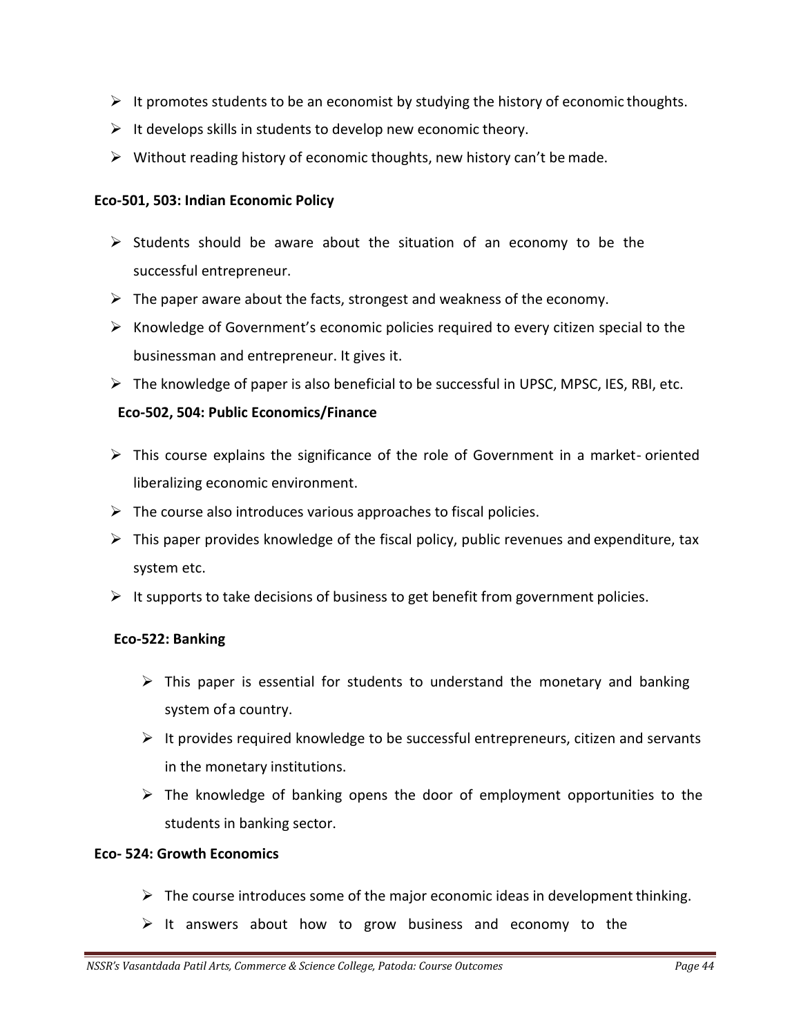- It promotes students to be an economist by studying the history of economic thoughts.
- It develops skills in students to develop new economic theory.
- Without reading history of economic thoughts, new history can't be made.

**Eco-501, 503: Indian Economic Policy**

- Students should be aware about the situation of an economy to be the successful entrepreneur.
- The paper aware about the facts, strongest and weakness of the economy.
- Knowledge of Government's economic policies required to every citizen special to the businessman and entrepreneur. It gives it.
- The knowledge of paper is also beneficial to be successful in UPSC, MPSC, IES, RBI, etc.

**Eco-502, 504: Public Economics/Finance**

- This course explains the significance of the role of Government in a market- oriented liberalizing economic environment.
- The course also introduces various approaches to fiscal policies.
- This paper provides knowledge of the fiscal policy, public revenues and expenditure, tax system etc.
- It supports to take decisions of business to get benefit from government policies.

**Eco-522: Banking**

- This paper is essential for students to understand the monetary and banking system of a country.
- It provides required knowledge to be successful entrepreneurs, citizen and servants in the monetary institutions.
- The knowledge of banking opens the door of employment opportunities to the students in banking sector.

**Eco- 524: Growth Economics**

- The course introduces some of the major economic ideas in development thinking.
- It answers about how to grow business and economy to the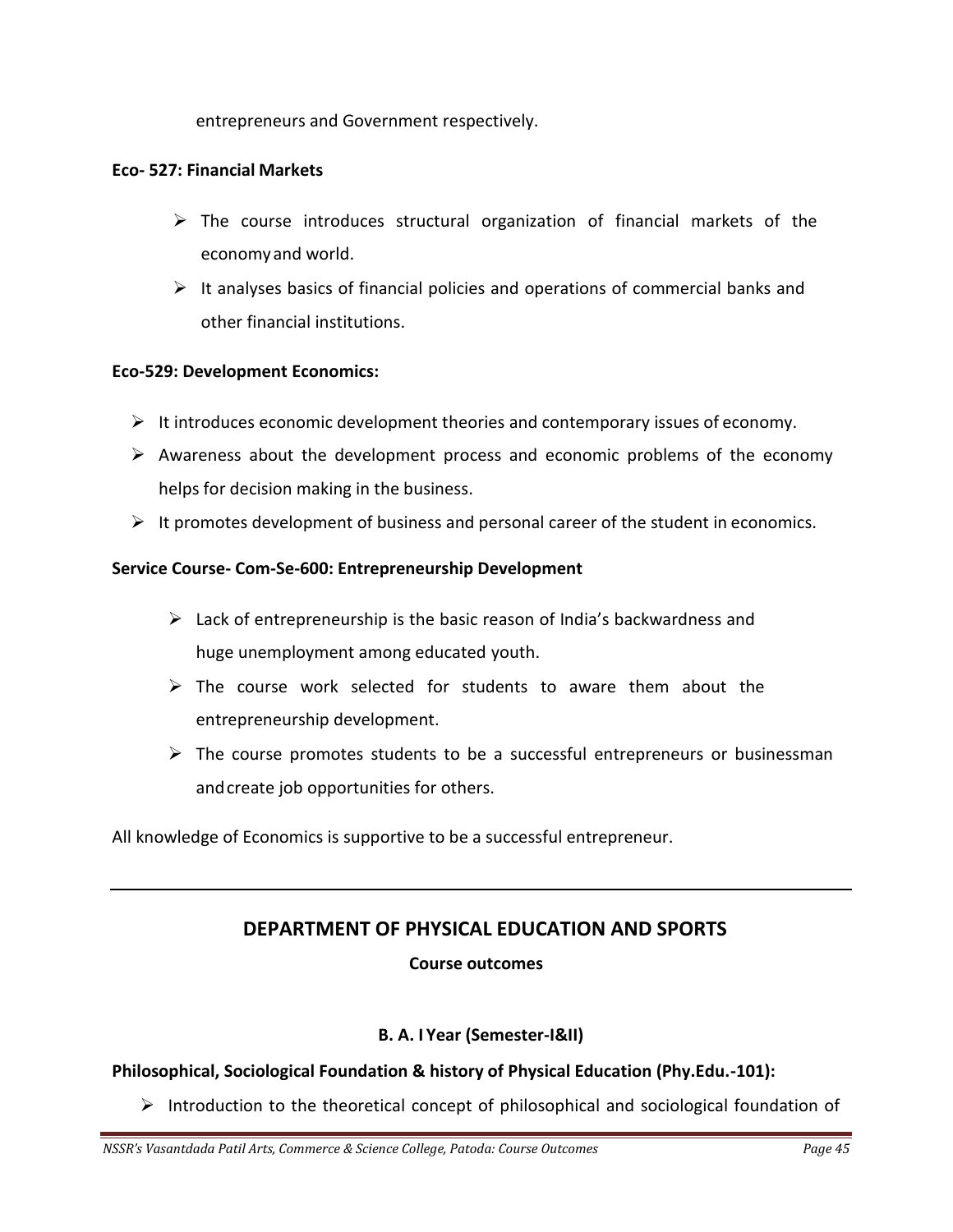entrepreneurs and Government respectively.

**Eco- 527: Financial Markets**

- The course introduces structural organization of financial markets of the economy and world.
- It analyses basics of financial policies and operations of commercial banks and other financial institutions.

**Eco-529: Development Economics:**

- It introduces economic development theories and contemporary issues of economy.
- Awareness about the development process and economic problems of the economy helps for decision making in the business.
- It promotes development of business and personal career of the student in economics.

**Service Course- Com-Se-600: Entrepreneurship Development**

- Lack of entrepreneurship is the basic reason of India's backwardness and huge unemployment among educated youth.
- The course work selected for students to aware them about the entrepreneurship development.
- The course promotes students to be a successful entrepreneurs or businessman and create job opportunities for others.

All knowledge of Economics is supportive to be a successful entrepreneur.

---

## DEPARTMENT OF PHYSICAL EDUCATION AND SPORTS

**Course outcomes**

### B. A. I Year (Semester-I&II)

**Philosophical, Sociological Foundation & history of Physical Education (Phy.Edu.-101):**

- Introduction to the theoretical concept of philosophical and sociological foundation of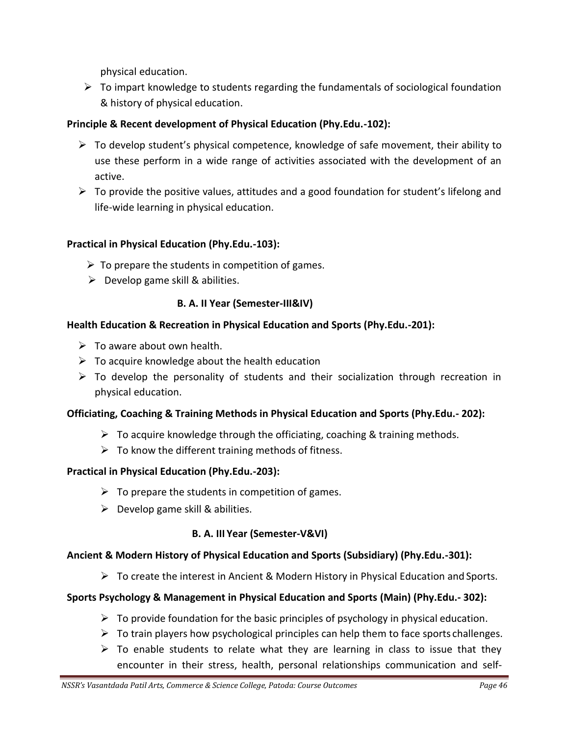physical education.

- To impart knowledge to students regarding the fundamentals of sociological foundation & history of physical education.

**Principle & Recent development of Physical Education (Phy.Edu.-102):**

- To develop student's physical competence, knowledge of safe movement, their ability to use these perform in a wide range of activities associated with the development of an active.
- To provide the positive values, attitudes and a good foundation for student's lifelong and life-wide learning in physical education.

**Practical in Physical Education (Phy.Edu.-103):**

- To prepare the students in competition of games.
- Develop game skill & abilities.

**B. A. II Year (Semester-III&IV)**

**Health Education & Recreation in Physical Education and Sports (Phy.Edu.-201):**

- To aware about own health.
- To acquire knowledge about the health education
- To develop the personality of students and their socialization through recreation in physical education.

**Officiating, Coaching & Training Methods in Physical Education and Sports (Phy.Edu.- 202):**

- To acquire knowledge through the officiating, coaching & training methods.
- To know the different training methods of fitness.

**Practical in Physical Education (Phy.Edu.-203):**

- To prepare the students in competition of games.
- Develop game skill & abilities.

**B. A. III Year (Semester-V&VI)**

**Ancient & Modern History of Physical Education and Sports (Subsidiary) (Phy.Edu.-301):**

- To create the interest in Ancient & Modern History in Physical Education and Sports.

**Sports Psychology & Management in Physical Education and Sports (Main) (Phy.Edu.- 302):**

- To provide foundation for the basic principles of psychology in physical education.
- To train players how psychological principles can help them to face sports challenges.
- To enable students to relate what they are learning in class to issue that they encounter in their stress, health, personal relationships communication and self-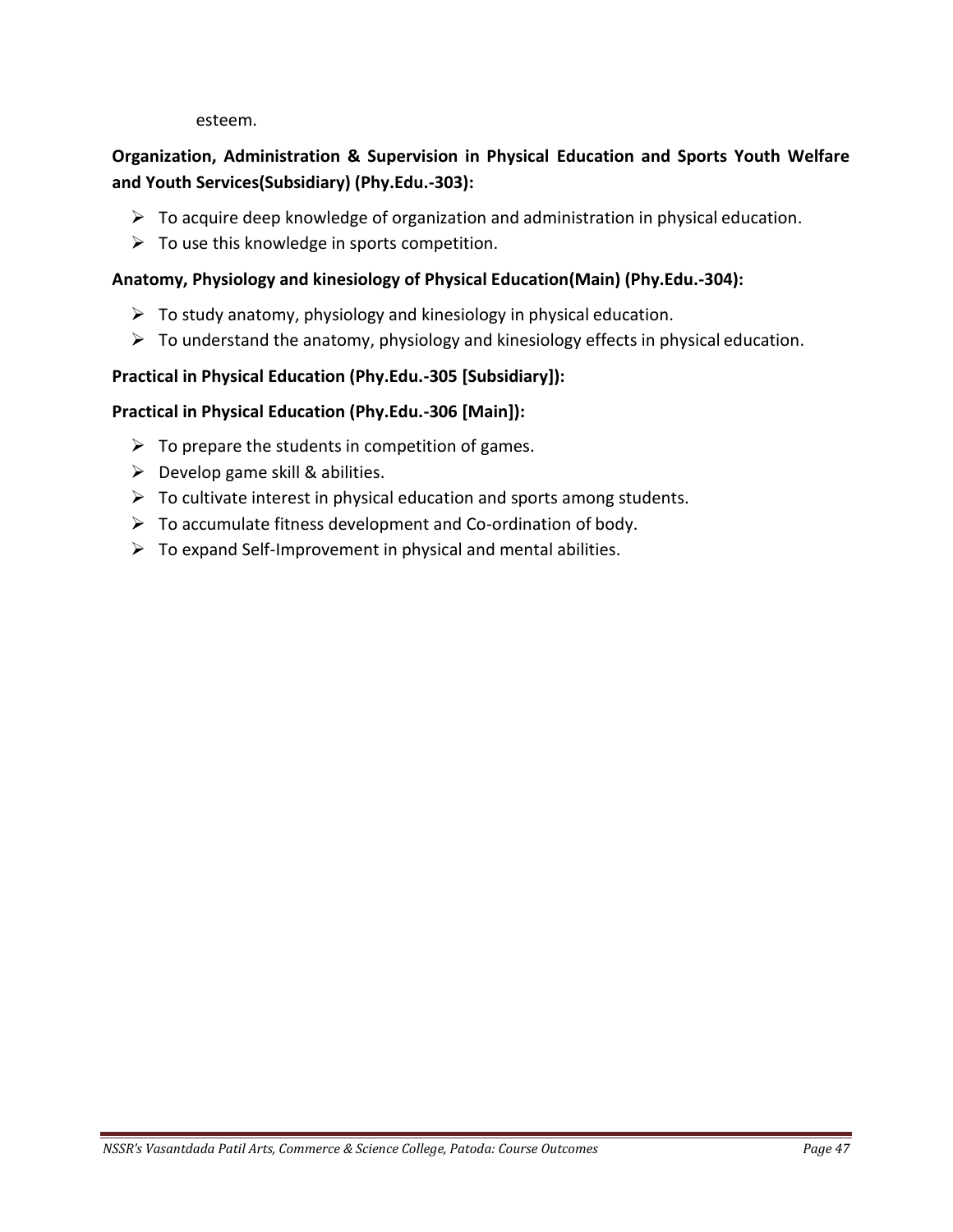esteem.

**Organization, Administration & Supervision in Physical Education and Sports Youth Welfare and Youth Services(Subsidiary) (Phy.Edu.-303):**

- To acquire deep knowledge of organization and administration in physical education.
- To use this knowledge in sports competition.

**Anatomy, Physiology and kinesiology of Physical Education(Main) (Phy.Edu.-304):**

- To study anatomy, physiology and kinesiology in physical education.
- To understand the anatomy, physiology and kinesiology effects in physical education.

**Practical in Physical Education (Phy.Edu.-305 [Subsidiary]):**

**Practical in Physical Education (Phy.Edu.-306 [Main]):**

- To prepare the students in competition of games.
- Develop game skill & abilities.
- To cultivate interest in physical education and sports among students.
- To accumulate fitness development and Co-ordination of body.
- To expand Self-Improvement in physical and mental abilities.